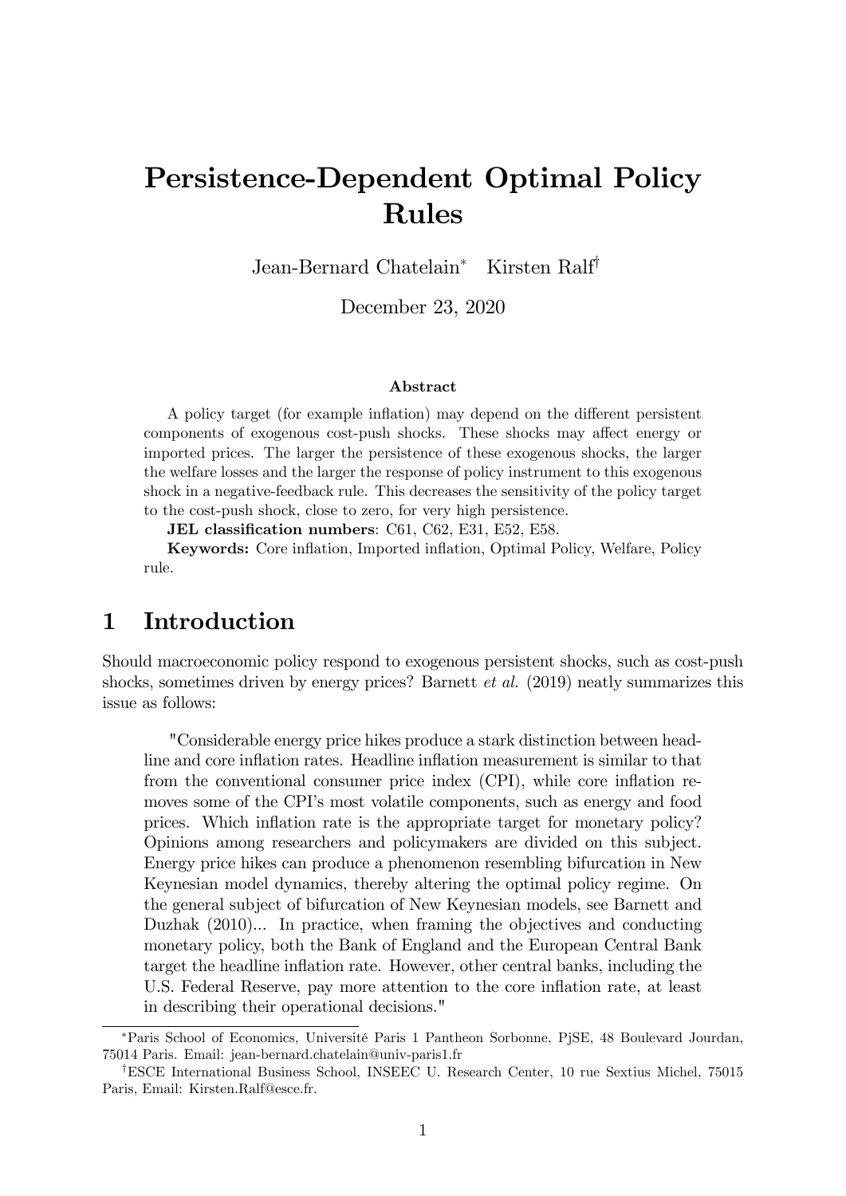# Persistence-Dependent Optimal Policy Rules

Jean-Bernard Chatelain[*] Kirsten Ralf[†]

December 23, 2020

### Abstract

A policy target (for example inflation) may depend on the different persistent components of exogenous cost-push shocks. These shocks may affect energy or imported prices. The larger the persistence of these exogenous shocks, the larger the welfare losses and the larger the response of policy instrument to this exogenous shock in a negative-feedback rule. This decreases the sensitivity of the policy target to the cost-push shock, close to zero, for very high persistence.

**JEL classification numbers**: C61, C62, E31, E52, E58.

**Keywords:** Core inflation, Imported inflation, Optimal Policy, Welfare, Policy rule.

## 1 Introduction

Should macroeconomic policy respond to exogenous persistent shocks, such as cost-push shocks, sometimes driven by energy prices? Barnett *et al.* (2019) neatly summarizes this issue as follows:

> "Considerable energy price hikes produce a stark distinction between headline and core inflation rates. Headline inflation measurement is similar to that from the conventional consumer price index (CPI), while core inflation removes some of the CPI's most volatile components, such as energy and food prices. Which inflation rate is the appropriate target for monetary policy? Opinions among researchers and policymakers are divided on this subject. Energy price hikes can produce a phenomenon resembling bifurcation in New Keynesian model dynamics, thereby altering the optimal policy regime. On the general subject of bifurcation of New Keynesian models, see Barnett and Duzhak (2010)... In practice, when framing the objectives and conducting monetary policy, both the Bank of England and the European Central Bank target the headline inflation rate. However, other central banks, including the U.S. Federal Reserve, pay more attention to the core inflation rate, at least in describing their operational decisions."

[*]Paris School of Economics, Université Paris 1 Pantheon Sorbonne, PjSE, 48 Boulevard Jourdan, 75014 Paris. Email: jean-bernard.chatelain@univ-paris1.fr

[†]ESCE International Business School, INSEEC U. Research Center, 10 rue Sextius Michel, 75015 Paris, Email: Kirsten.Ralf@esce.fr.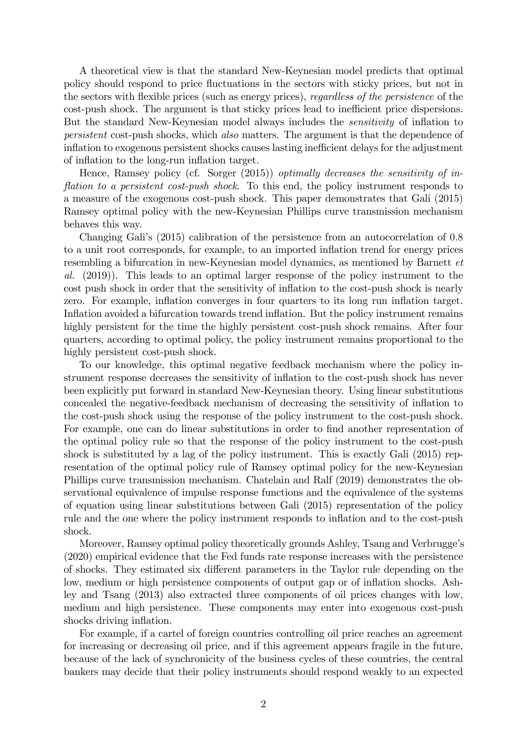A theoretical view is that the standard New-Keynesian model predicts that optimal policy should respond to price fluctuations in the sectors with sticky prices, but not in the sectors with flexible prices (such as energy prices), *regardless of the persistence* of the cost-push shock. The argument is that sticky prices lead to inefficient price dispersions. But the standard New-Keynesian model always includes the *sensitivity* of inflation to *persistent* cost-push shocks, which *also* matters. The argument is that the dependence of inflation to exogenous persistent shocks causes lasting inefficient delays for the adjustment of inflation to the long-run inflation target.

Hence, Ramsey policy (cf. Sorger (2015)) *optimally decreases the sensitivity of inflation to a persistent cost-push shock*. To this end, the policy instrument responds to a measure of the exogenous cost-push shock. This paper demonstrates that Gali (2015) Ramsey optimal policy with the new-Keynesian Phillips curve transmission mechanism behaves this way.

Changing Gali's (2015) calibration of the persistence from an autocorrelation of 0.8 to a unit root corresponds, for example, to an imported inflation trend for energy prices resembling a bifurcation in new-Keynesian model dynamics, as mentioned by Barnett *et al.* (2019)). This leads to an optimal larger response of the policy instrument to the cost push shock in order that the sensitivity of inflation to the cost-push shock is nearly zero. For example, inflation converges in four quarters to its long run inflation target. Inflation avoided a bifurcation towards trend inflation. But the policy instrument remains highly persistent for the time the highly persistent cost-push shock remains. After four quarters, according to optimal policy, the policy instrument remains proportional to the highly persistent cost-push shock.

To our knowledge, this optimal negative feedback mechanism where the policy instrument response decreases the sensitivity of inflation to the cost-push shock has never been explicitly put forward in standard New-Keynesian theory. Using linear substitutions concealed the negative-feedback mechanism of decreasing the sensitivity of inflation to the cost-push shock using the response of the policy instrument to the cost-push shock. For example, one can do linear substitutions in order to find another representation of the optimal policy rule so that the response of the policy instrument to the cost-push shock is substituted by a lag of the policy instrument. This is exactly Gali (2015) representation of the optimal policy rule of Ramsey optimal policy for the new-Keynesian Phillips curve transmission mechanism. Chatelain and Ralf (2019) demonstrates the observational equivalence of impulse response functions and the equivalence of the systems of equation using linear substitutions between Gali (2015) representation of the policy rule and the one where the policy instrument responds to inflation and to the cost-push shock.

Moreover, Ramsey optimal policy theoretically grounds Ashley, Tsang and Verbrugge's (2020) empirical evidence that the Fed funds rate response increases with the persistence of shocks. They estimated six different parameters in the Taylor rule depending on the low, medium or high persistence components of output gap or of inflation shocks. Ashley and Tsang (2013) also extracted three components of oil prices changes with low, medium and high persistence. These components may enter into exogenous cost-push shocks driving inflation.

For example, if a cartel of foreign countries controlling oil price reaches an agreement for increasing or decreasing oil price, and if this agreement appears fragile in the future, because of the lack of synchronicity of the business cycles of these countries, the central bankers may decide that their policy instruments should respond weakly to an expected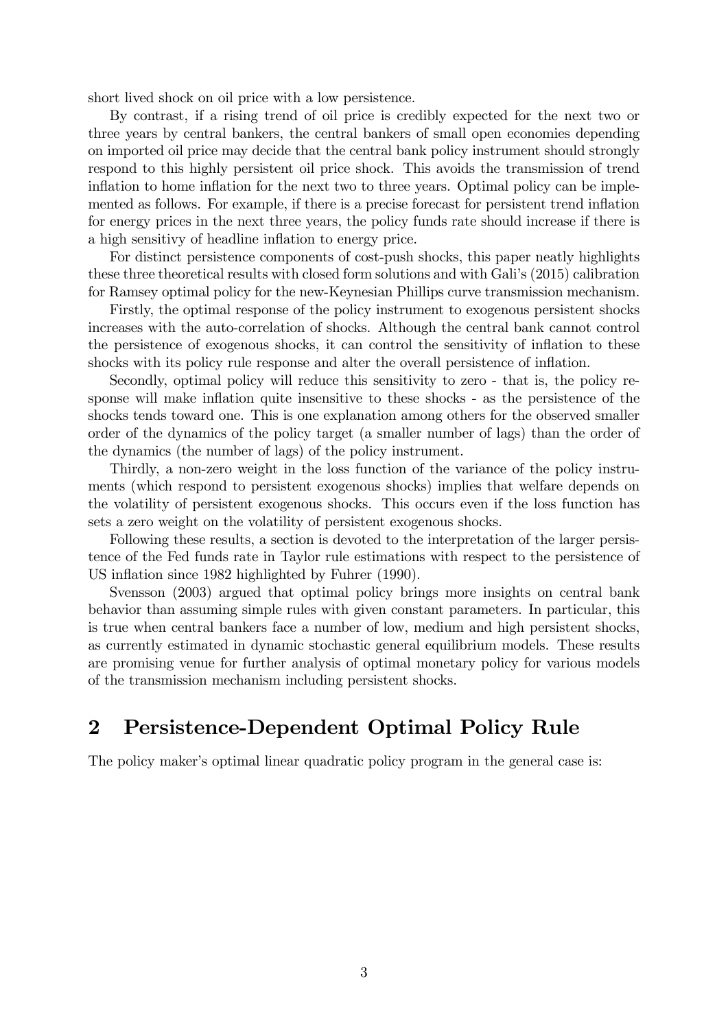short lived shock on oil price with a low persistence.

By contrast, if a rising trend of oil price is credibly expected for the next two or three years by central bankers, the central bankers of small open economies depending on imported oil price may decide that the central bank policy instrument should strongly respond to this highly persistent oil price shock. This avoids the transmission of trend inflation to home inflation for the next two to three years. Optimal policy can be implemented as follows. For example, if there is a precise forecast for persistent trend inflation for energy prices in the next three years, the policy funds rate should increase if there is a high sensitivy of headline inflation to energy price.

For distinct persistence components of cost-push shocks, this paper neatly highlights these three theoretical results with closed form solutions and with Gali's (2015) calibration for Ramsey optimal policy for the new-Keynesian Phillips curve transmission mechanism.

Firstly, the optimal response of the policy instrument to exogenous persistent shocks increases with the auto-correlation of shocks. Although the central bank cannot control the persistence of exogenous shocks, it can control the sensitivity of inflation to these shocks with its policy rule response and alter the overall persistence of inflation.

Secondly, optimal policy will reduce this sensitivity to zero - that is, the policy response will make inflation quite insensitive to these shocks - as the persistence of the shocks tends toward one. This is one explanation among others for the observed smaller order of the dynamics of the policy target (a smaller number of lags) than the order of the dynamics (the number of lags) of the policy instrument.

Thirdly, a non-zero weight in the loss function of the variance of the policy instruments (which respond to persistent exogenous shocks) implies that welfare depends on the volatility of persistent exogenous shocks. This occurs even if the loss function has sets a zero weight on the volatility of persistent exogenous shocks.

Following these results, a section is devoted to the interpretation of the larger persistence of the Fed funds rate in Taylor rule estimations with respect to the persistence of US inflation since 1982 highlighted by Fuhrer (1990).

Svensson (2003) argued that optimal policy brings more insights on central bank behavior than assuming simple rules with given constant parameters. In particular, this is true when central bankers face a number of low, medium and high persistent shocks, as currently estimated in dynamic stochastic general equilibrium models. These results are promising venue for further analysis of optimal monetary policy for various models of the transmission mechanism including persistent shocks.

## 2 Persistence-Dependent Optimal Policy Rule

The policy maker's optimal linear quadratic policy program in the general case is: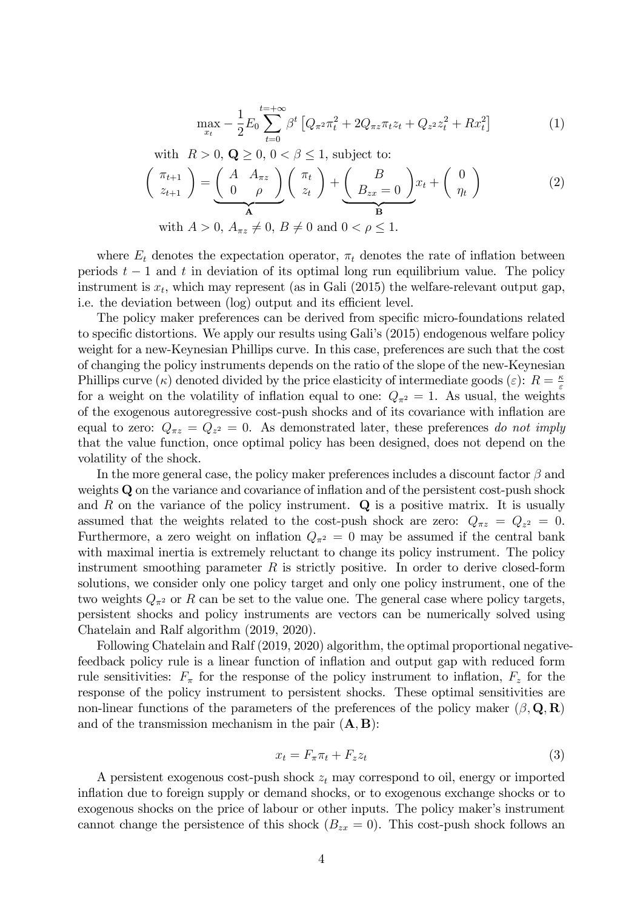$$\max_{x_t} -\frac{1}{2} E_0 \sum_{t=0}^{t=+\infty} \beta^t \left[ Q_{\pi^2} \pi_t^2 + 2Q_{\pi z} \pi_t z_t + Q_{z^2} z_t^2 + R x_t^2 \right] \tag{1}$$

with $R > 0$, $\mathbf{Q} \geq 0$, $0 < \beta \leq 1$, subject to:

$$\begin{pmatrix} \pi_{t+1} \\ z_{t+1} \end{pmatrix} = \underbrace{\begin{pmatrix} A & A_{\pi z} \\ 0 & \rho \end{pmatrix}}_{\mathbf{A}} \begin{pmatrix} \pi_t \\ z_t \end{pmatrix} + \underbrace{\begin{pmatrix} B \\ B_{zx} = 0 \end{pmatrix}}_{\mathbf{B}} x_t + \begin{pmatrix} 0 \\ \eta_t \end{pmatrix} \tag{2}$$

with $A > 0$, $A_{\pi z} \neq 0$, $B \neq 0$ and $0 < \rho \leq 1$.

where $E_t$ denotes the expectation operator, $\pi_t$ denotes the rate of inflation between periods $t-1$ and $t$ in deviation of its optimal long run equilibrium value. The policy instrument is $x_t$, which may represent (as in Gali (2015) the welfare-relevant output gap, i.e. the deviation between (log) output and its efficient level.

The policy maker preferences can be derived from specific micro-foundations related to specific distortions. We apply our results using Gali's (2015) endogenous welfare policy weight for a new-Keynesian Phillips curve. In this case, preferences are such that the cost of changing the policy instruments depends on the ratio of the slope of the new-Keynesian Phillips curve ($\kappa$) denoted divided by the price elasticity of intermediate goods ($\varepsilon$): $R = \frac{\kappa}{\varepsilon}$ for a weight on the volatility of inflation equal to one: $Q_{\pi^2} = 1$. As usual, the weights of the exogenous autoregressive cost-push shocks and of its covariance with inflation are equal to zero: $Q_{\pi z} = Q_{z^2} = 0$. As demonstrated later, these preferences *do not imply* that the value function, once optimal policy has been designed, does not depend on the volatility of the shock.

In the more general case, the policy maker preferences includes a discount factor $\beta$ and weights $\mathbf{Q}$ on the variance and covariance of inflation and of the persistent cost-push shock and $R$ on the variance of the policy instrument. $\mathbf{Q}$ is a positive matrix. It is usually assumed that the weights related to the cost-push shock are zero: $Q_{\pi z} = Q_{z^2} = 0$. Furthermore, a zero weight on inflation $Q_{\pi^2} = 0$ may be assumed if the central bank with maximal inertia is extremely reluctant to change its policy instrument. The policy instrument smoothing parameter $R$ is strictly positive. In order to derive closed-form solutions, we consider only one policy target and only one policy instrument, one of the two weights $Q_{\pi^2}$ or $R$ can be set to the value one. The general case where policy targets, persistent shocks and policy instruments are vectors can be numerically solved using Chatelain and Ralf algorithm (2019, 2020).

Following Chatelain and Ralf (2019, 2020) algorithm, the optimal proportional negative-feedback policy rule is a linear function of inflation and output gap with reduced form rule sensitivities: $F_\pi$ for the response of the policy instrument to inflation, $F_z$ for the response of the policy instrument to persistent shocks. These optimal sensitivities are non-linear functions of the parameters of the preferences of the policy maker $(\beta, \mathbf{Q}, \mathbf{R})$ and of the transmission mechanism in the pair $(\mathbf{A}, \mathbf{B})$:

$$x_t = F_\pi \pi_t + F_z z_t \tag{3}$$

A persistent exogenous cost-push shock $z_t$ may correspond to oil, energy or imported inflation due to foreign supply or demand shocks, or to exogenous exchange shocks or to exogenous shocks on the price of labour or other inputs. The policy maker's instrument cannot change the persistence of this shock ($B_{zx} = 0$). This cost-push shock follows an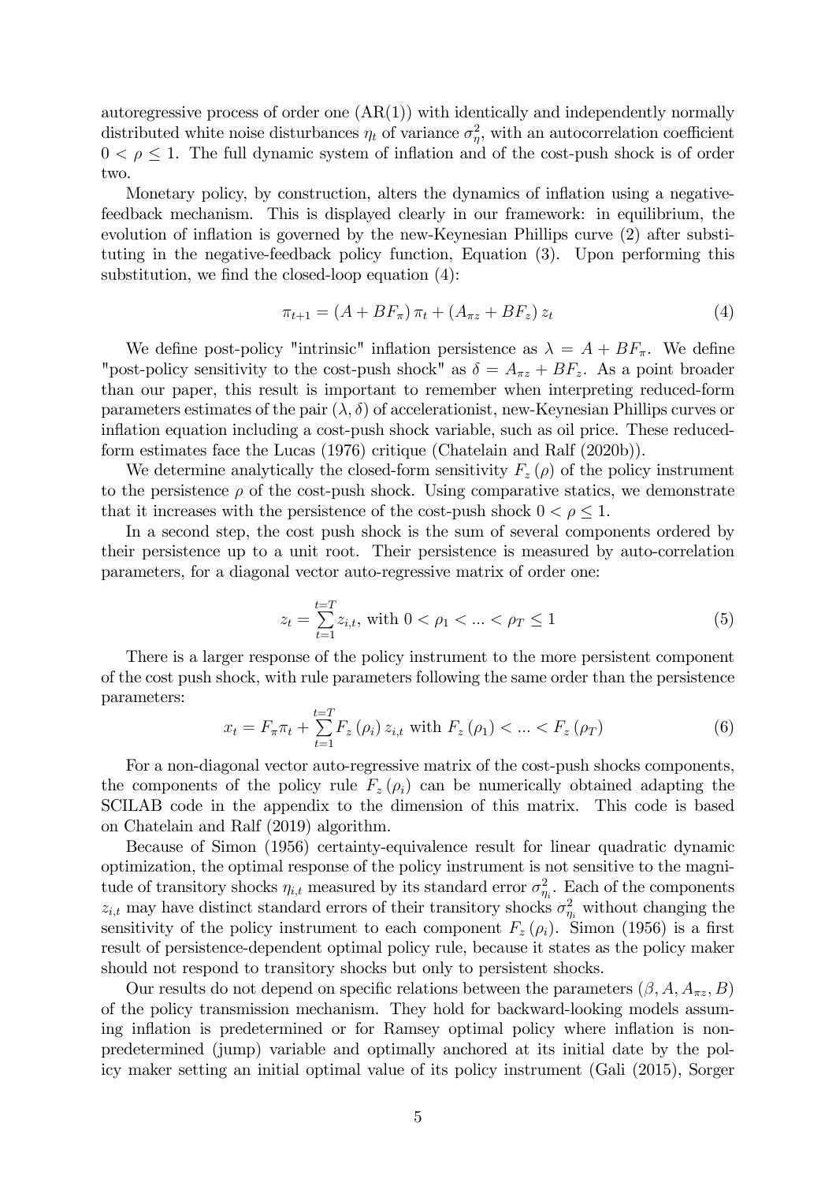autoregressive process of order one (AR(1)) with identically and independently normally distributed white noise disturbances $\eta_t$ of variance $\sigma_\eta^2$, with an autocorrelation coefficient $0 < \rho \leq 1$. The full dynamic system of inflation and of the cost-push shock is of order two.

Monetary policy, by construction, alters the dynamics of inflation using a negative-feedback mechanism. This is displayed clearly in our framework: in equilibrium, the evolution of inflation is governed by the new-Keynesian Phillips curve (2) after substituting in the negative-feedback policy function, Equation (3). Upon performing this substitution, we find the closed-loop equation (4):

$$\pi_{t+1} = (A + BF_\pi)\,\pi_t + (A_{\pi z} + BF_z)\,z_t \tag{4}$$

We define post-policy "intrinsic" inflation persistence as $\lambda = A + BF_\pi$. We define "post-policy sensitivity to the cost-push shock" as $\delta = A_{\pi z} + BF_z$. As a point broader than our paper, this result is important to remember when interpreting reduced-form parameters estimates of the pair $(\lambda, \delta)$ of accelerationist, new-Keynesian Phillips curves or inflation equation including a cost-push shock variable, such as oil price. These reduced-form estimates face the Lucas (1976) critique (Chatelain and Ralf (2020b)).

We determine analytically the closed-form sensitivity $F_z(\rho)$ of the policy instrument to the persistence $\rho$ of the cost-push shock. Using comparative statics, we demonstrate that it increases with the persistence of the cost-push shock $0 < \rho \leq 1$.

In a second step, the cost push shock is the sum of several components ordered by their persistence up to a unit root. Their persistence is measured by auto-correlation parameters, for a diagonal vector auto-regressive matrix of order one:

$$z_t = \sum_{t=1}^{t=T} z_{i,t}, \text{ with } 0 < \rho_1 < ... < \rho_T \leq 1 \tag{5}$$

There is a larger response of the policy instrument to the more persistent component of the cost push shock, with rule parameters following the same order than the persistence parameters:

$$x_t = F_\pi \pi_t + \sum_{t=1}^{t=T} F_z(\rho_i)\, z_{i,t} \text{ with } F_z(\rho_1) < ... < F_z(\rho_T) \tag{6}$$

For a non-diagonal vector auto-regressive matrix of the cost-push shocks components, the components of the policy rule $F_z(\rho_i)$ can be numerically obtained adapting the SCILAB code in the appendix to the dimension of this matrix. This code is based on Chatelain and Ralf (2019) algorithm.

Because of Simon (1956) certainty-equivalence result for linear quadratic dynamic optimization, the optimal response of the policy instrument is not sensitive to the magnitude of transitory shocks $\eta_{i,t}$ measured by its standard error $\sigma_{\eta_i}^2$. Each of the components $z_{i,t}$ may have distinct standard errors of their transitory shocks $\sigma_{\eta_i}^2$ without changing the sensitivity of the policy instrument to each component $F_z(\rho_i)$. Simon (1956) is a first result of persistence-dependent optimal policy rule, because it states as the policy maker should not respond to transitory shocks but only to persistent shocks.

Our results do not depend on specific relations between the parameters $(\beta, A, A_{\pi z}, B)$ of the policy transmission mechanism. They hold for backward-looking models assuming inflation is predetermined or for Ramsey optimal policy where inflation is non-predetermined (jump) variable and optimally anchored at its initial date by the policy maker setting an initial optimal value of its policy instrument (Gali (2015), Sorger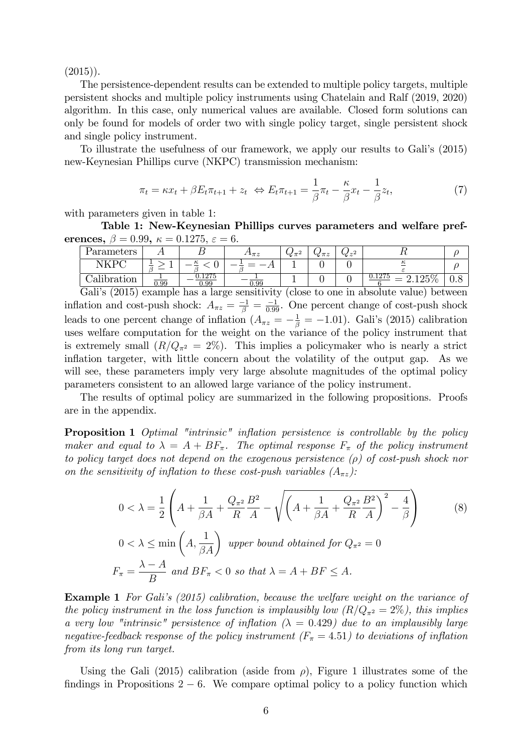(2015)).

The persistence-dependent results can be extended to multiple policy targets, multiple persistent shocks and multiple policy instruments using Chatelain and Ralf (2019, 2020) algorithm. In this case, only numerical values are available. Closed form solutions can only be found for models of order two with single policy target, single persistent shock and single policy instrument.

To illustrate the usefulness of our framework, we apply our results to Gali's (2015) new-Keynesian Phillips curve (NKPC) transmission mechanism:

$$\pi_t = \kappa x_t + \beta E_t \pi_{t+1} + z_t \;\Leftrightarrow E_t \pi_{t+1} = \frac{1}{\beta}\pi_t - \frac{\kappa}{\beta} x_t - \frac{1}{\beta} z_t, \tag{7}$$

with parameters given in table 1:

**Table 1: New-Keynesian Phillips curves parameters and welfare preferences,** $\beta = 0.99$**,** $\kappa = 0.1275$**,** $\varepsilon = 6$**.**

| Parameters | $A$ | $B$ | $A_{\pi z}$ | $Q_{\pi^2}$ | $Q_{\pi z}$ | $Q_{z^2}$ | $R$ | $\rho$ |
|---|---|---|---|---|---|---|---|---|
| NKPC | $\frac{1}{\beta} \geq 1$ | $-\frac{\kappa}{\beta} < 0$ | $-\frac{1}{\beta} = -A$ | 1 | 0 | 0 | $\frac{\kappa}{\varepsilon}$ | $\rho$ |
| Calibration | $\frac{1}{0.99}$ | $-\frac{0.1275}{0.99}$ | $-\frac{1}{0.99}$ | 1 | 0 | 0 | $\frac{0.1275}{6} = 2.125\%$ | 0.8 |

Gali's (2015) example has a large sensitivity (close to one in absolute value) between inflation and cost-push shock: $A_{\pi z} = \frac{-1}{\beta} = \frac{-1}{0.99}$. One percent change of cost-push shock leads to one percent change of inflation ($A_{\pi z} = -\frac{1}{\beta} = -1.01$). Gali's (2015) calibration uses welfare computation for the weight on the variance of the policy instrument that is extremely small ($R/Q_{\pi^2} = 2\%$). This implies a policymaker who is nearly a strict inflation targeter, with little concern about the volatility of the output gap. As we will see, these parameters imply very large absolute magnitudes of the optimal policy parameters consistent to an allowed large variance of the policy instrument.

The results of optimal policy are summarized in the following propositions. Proofs are in the appendix.

**Proposition 1** *Optimal "intrinsic" inflation persistence is controllable by the policy maker and equal to* $\lambda = A + BF_\pi$*. The optimal response* $F_\pi$ *of the policy instrument to policy target does not depend on the exogenous persistence (*$\rho$*) of cost-push shock nor on the sensitivity of inflation to these cost-push variables (*$A_{\pi z}$*):*

$$0 < \lambda = \frac{1}{2}\left(A + \frac{1}{\beta A} + \frac{Q_{\pi^2}}{R}\frac{B^2}{A} - \sqrt{\left(A + \frac{1}{\beta A} + \frac{Q_{\pi^2}}{R}\frac{B^2}{A}\right)^2 - \frac{4}{\beta}}\right) \tag{8}$$

$$0 < \lambda \leq \min\left(A, \frac{1}{\beta A}\right) \text{ upper bound obtained for } Q_{\pi^2} = 0$$

$$F_\pi = \frac{\lambda - A}{B} \text{ and } BF_\pi < 0 \text{ so that } \lambda = A + BF \leq A.$$

**Example 1** *For Gali's (2015) calibration, because the welfare weight on the variance of the policy instrument in the loss function is implausibly low (*$R/Q_{\pi^2} = 2\%$*), this implies a very low "intrinsic" persistence of inflation (*$\lambda = 0.429$*) due to an implausibly large negative-feedback response of the policy instrument (*$F_\pi = 4.51$*) to deviations of inflation from its long run target.*

Using the Gali (2015) calibration (aside from $\rho$), Figure 1 illustrates some of the findings in Propositions $2 - 6$. We compare optimal policy to a policy function which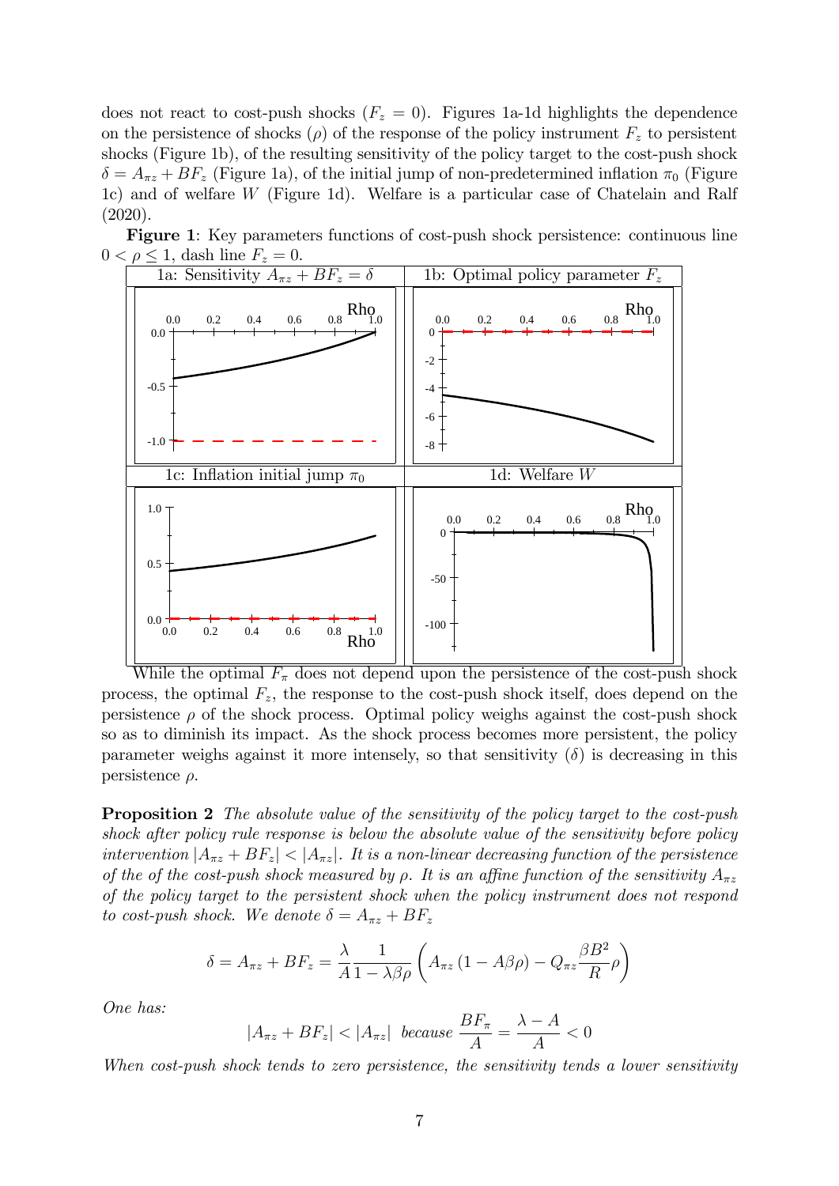does not react to cost-push shocks ($F_z = 0$). Figures 1a-1d highlights the dependence on the persistence of shocks ($\rho$) of the response of the policy instrument $F_z$ to persistent shocks (Figure 1b), of the resulting sensitivity of the policy target to the cost-push shock $\delta = A_{\pi z} + BF_z$ (Figure 1a), of the initial jump of non-predetermined inflation $\pi_0$ (Figure 1c) and of welfare $W$ (Figure 1d). Welfare is a particular case of Chatelain and Ralf (2020).

**Figure 1**: Key parameters functions of cost-push shock persistence: continuous line $0 < \rho \leq 1$, dash line $F_z = 0$.

| 1a: Sensitivity $A_{\pi z} + BF_z = \delta$ | 1b: Optimal policy parameter $F_z$ |
| --- | --- |
| 1c: Inflation initial jump $\pi_0$ | 1d: Welfare $W$ |

While the optimal $F_\pi$ does not depend upon the persistence of the cost-push shock process, the optimal $F_z$, the response to the cost-push shock itself, does depend on the persistence $\rho$ of the shock process. Optimal policy weighs against the cost-push shock so as to diminish its impact. As the shock process becomes more persistent, the policy parameter weighs against it more intensely, so that sensitivity ($\delta$) is decreasing in this persistence $\rho$.

**Proposition 2** *The absolute value of the sensitivity of the policy target to the cost-push shock after policy rule response is below the absolute value of the sensitivity before policy intervention $|A_{\pi z} + BF_z| < |A_{\pi z}|$. It is a non-linear decreasing function of the persistence of the of the cost-push shock measured by $\rho$. It is an affine function of the sensitivity $A_{\pi z}$ of the policy target to the persistent shock when the policy instrument does not respond to cost-push shock. We denote $\delta = A_{\pi z} + BF_z$*

$$\delta = A_{\pi z} + BF_z = \frac{\lambda}{A} \frac{1}{1 - \lambda\beta\rho} \left( A_{\pi z} (1 - A\beta\rho) - Q_{\pi z} \frac{\beta B^2}{R} \rho \right)$$

*One has:*

$$|A_{\pi z} + BF_z| < |A_{\pi z}| \text{ because } \frac{BF_\pi}{A} = \frac{\lambda - A}{A} < 0$$

*When cost-push shock tends to zero persistence, the sensitivity tends a lower sensitivity*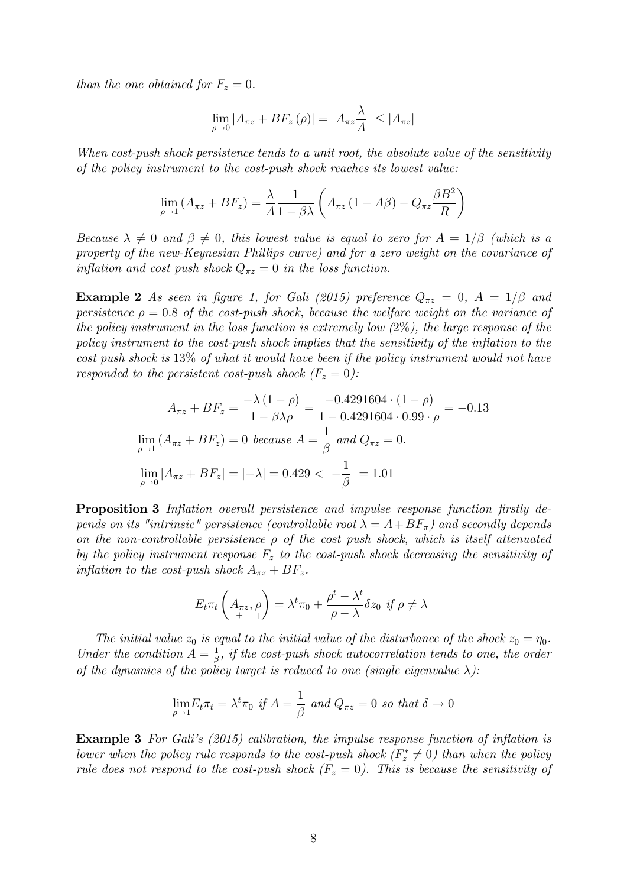*than the one obtained for $F_z = 0$.*

$$\lim_{\rho \to 0} |A_{\pi z} + BF_z(\rho)| = \left| A_{\pi z} \frac{\lambda}{A} \right| \leq |A_{\pi z}|$$

*When cost-push shock persistence tends to a unit root, the absolute value of the sensitivity of the policy instrument to the cost-push shock reaches its lowest value:*

$$\lim_{\rho \to 1} (A_{\pi z} + BF_z) = \frac{\lambda}{A} \frac{1}{1 - \beta\lambda} \left( A_{\pi z}(1 - A\beta) - Q_{\pi z} \frac{\beta B^2}{R} \right)$$

*Because $\lambda \neq 0$ and $\beta \neq 0$, this lowest value is equal to zero for $A = 1/\beta$ (which is a property of the new-Keynesian Phillips curve) and for a zero weight on the covariance of inflation and cost push shock $Q_{\pi z} = 0$ in the loss function.*

**Example 2** *As seen in figure 1, for Gali (2015) preference $Q_{\pi z} = 0$, $A = 1/\beta$ and persistence $\rho = 0.8$ of the cost-push shock, because the welfare weight on the variance of the policy instrument in the loss function is extremely low (2%), the large response of the policy instrument to the cost-push shock implies that the sensitivity of the inflation to the cost push shock is 13% of what it would have been if the policy instrument would not have responded to the persistent cost-push shock ($F_z = 0$):*

$$A_{\pi z} + BF_z = \frac{-\lambda(1-\rho)}{1 - \beta\lambda\rho} = \frac{-0.4291604 \cdot (1-\rho)}{1 - 0.4291604 \cdot 0.99 \cdot \rho} = -0.13$$

$$\lim_{\rho \to 1} (A_{\pi z} + BF_z) = 0 \text{ because } A = \frac{1}{\beta} \text{ and } Q_{\pi z} = 0.$$

$$\lim_{\rho \to 0} |A_{\pi z} + BF_z| = |-\lambda| = 0.429 < \left| -\frac{1}{\beta} \right| = 1.01$$

**Proposition 3** *Inflation overall persistence and impulse response function firstly depends on its "intrinsic" persistence (controllable root $\lambda = A + BF_\pi$) and secondly depends on the non-controllable persistence $\rho$ of the cost push shock, which is itself attenuated by the policy instrument response $F_z$ to the cost-push shock decreasing the sensitivity of inflation to the cost-push shock $A_{\pi z} + BF_z$.*

$$E_t \pi_t \left( \underset{+}{A_{\pi z}}, \underset{+}{\rho} \right) = \lambda^t \pi_0 + \frac{\rho^t - \lambda^t}{\rho - \lambda} \delta z_0 \text{ if } \rho \neq \lambda$$

*The initial value $z_0$ is equal to the initial value of the disturbance of the shock $z_0 = \eta_0$. Under the condition $A = \frac{1}{\beta}$, if the cost-push shock autocorrelation tends to one, the order of the dynamics of the policy target is reduced to one (single eigenvalue $\lambda$):*

$$\lim_{\rho \to 1} E_t \pi_t = \lambda^t \pi_0 \text{ if } A = \frac{1}{\beta} \text{ and } Q_{\pi z} = 0 \text{ so that } \delta \to 0$$

**Example 3** *For Gali's (2015) calibration, the impulse response function of inflation is lower when the policy rule responds to the cost-push shock ($F_z^* \neq 0$) than when the policy rule does not respond to the cost-push shock ($F_z = 0$). This is because the sensitivity of*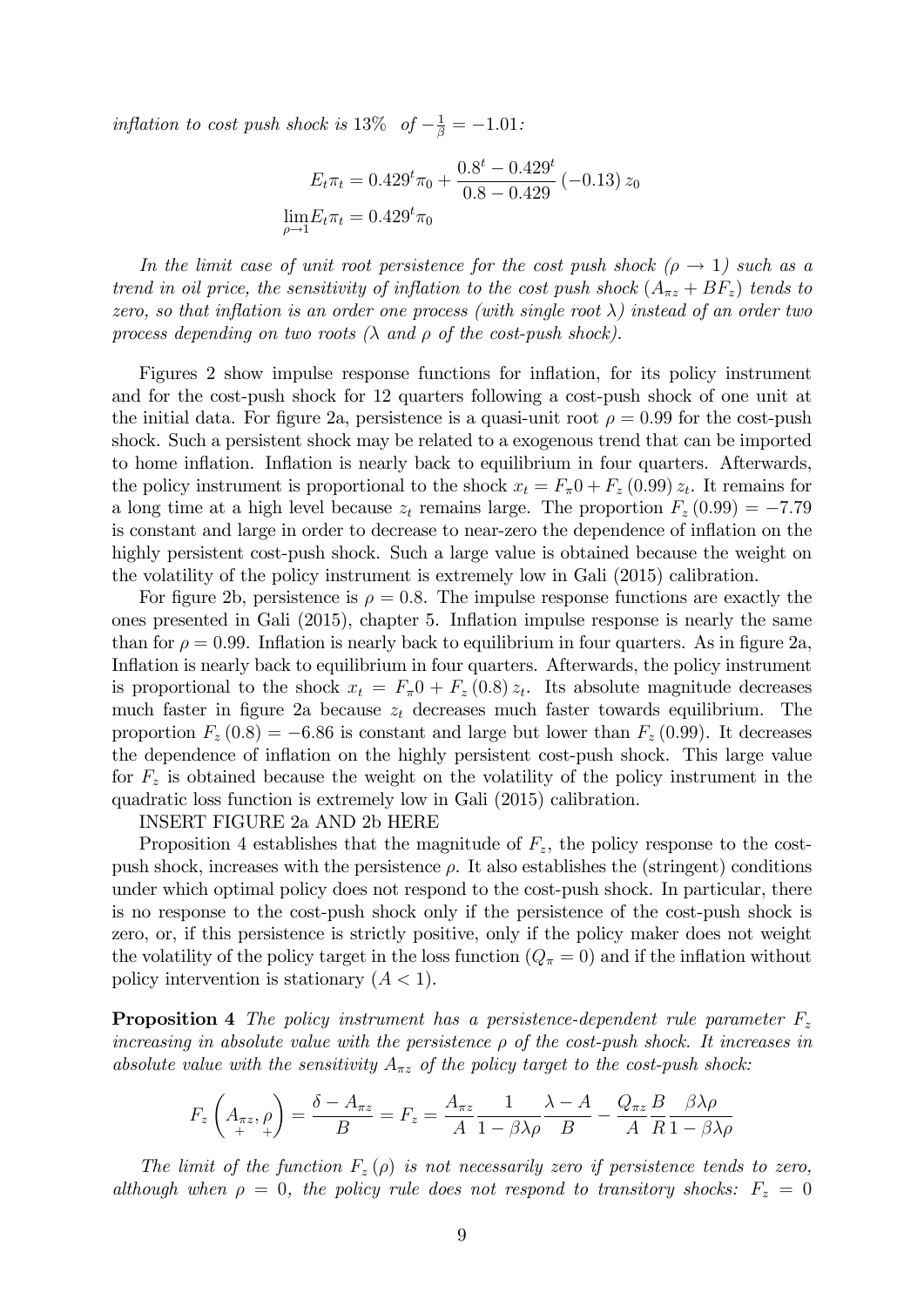*inflation to cost push shock is 13% of $-\frac{1}{\beta} = -1.01$:*

$$E_t \pi_t = 0.429^t \pi_0 + \frac{0.8^t - 0.429^t}{0.8 - 0.429} \left(-0.13\right) z_0$$
$$\lim_{\rho \to 1} E_t \pi_t = 0.429^t \pi_0$$

*In the limit case of unit root persistence for the cost push shock ($\rho \to 1$) such as a trend in oil price, the sensitivity of inflation to the cost push shock ($A_{\pi z} + BF_z$) tends to zero, so that inflation is an order one process (with single root $\lambda$) instead of an order two process depending on two roots ($\lambda$ and $\rho$ of the cost-push shock).*

Figures 2 show impulse response functions for inflation, for its policy instrument and for the cost-push shock for 12 quarters following a cost-push shock of one unit at the initial data. For figure 2a, persistence is a quasi-unit root $\rho = 0.99$ for the cost-push shock. Such a persistent shock may be related to a exogenous trend that can be imported to home inflation. Inflation is nearly back to equilibrium in four quarters. Afterwards, the policy instrument is proportional to the shock $x_t = F_\pi 0 + F_z(0.99) z_t$. It remains for a long time at a high level because $z_t$ remains large. The proportion $F_z(0.99) = -7.79$ is constant and large in order to decrease to near-zero the dependence of inflation on the highly persistent cost-push shock. Such a large value is obtained because the weight on the volatility of the policy instrument is extremely low in Gali (2015) calibration.

For figure 2b, persistence is $\rho = 0.8$. The impulse response functions are exactly the ones presented in Gali (2015), chapter 5. Inflation impulse response is nearly the same than for $\rho = 0.99$. Inflation is nearly back to equilibrium in four quarters. As in figure 2a, Inflation is nearly back to equilibrium in four quarters. Afterwards, the policy instrument is proportional to the shock $x_t = F_\pi 0 + F_z(0.8) z_t$. Its absolute magnitude decreases much faster in figure 2a because $z_t$ decreases much faster towards equilibrium. The proportion $F_z(0.8) = -6.86$ is constant and large but lower than $F_z(0.99)$. It decreases the dependence of inflation on the highly persistent cost-push shock. This large value for $F_z$ is obtained because the weight on the volatility of the policy instrument in the quadratic loss function is extremely low in Gali (2015) calibration.

INSERT FIGURE 2a AND 2b HERE

Proposition 4 establishes that the magnitude of $F_z$, the policy response to the cost-push shock, increases with the persistence $\rho$. It also establishes the (stringent) conditions under which optimal policy does not respond to the cost-push shock. In particular, there is no response to the cost-push shock only if the persistence of the cost-push shock is zero, or, if this persistence is strictly positive, only if the policy maker does not weight the volatility of the policy target in the loss function ($Q_\pi = 0$) and if the inflation without policy intervention is stationary ($A < 1$).

**Proposition 4** *The policy instrument has a persistence-dependent rule parameter $F_z$ increasing in absolute value with the persistence $\rho$ of the cost-push shock. It increases in absolute value with the sensitivity $A_{\pi z}$ of the policy target to the cost-push shock:*

$$F_z\left(\underset{+}{A_{\pi z}}, \underset{+}{\rho}\right) = \frac{\delta - A_{\pi z}}{B} = F_z = \frac{A_{\pi z}}{A} \frac{1}{1 - \beta\lambda\rho} \frac{\lambda - A}{B} - \frac{Q_{\pi z}}{A} \frac{B}{R} \frac{\beta\lambda\rho}{1 - \beta\lambda\rho}$$

*The limit of the function $F_z(\rho)$ is not necessarily zero if persistence tends to zero, although when $\rho = 0$, the policy rule does not respond to transitory shocks: $F_z = 0$*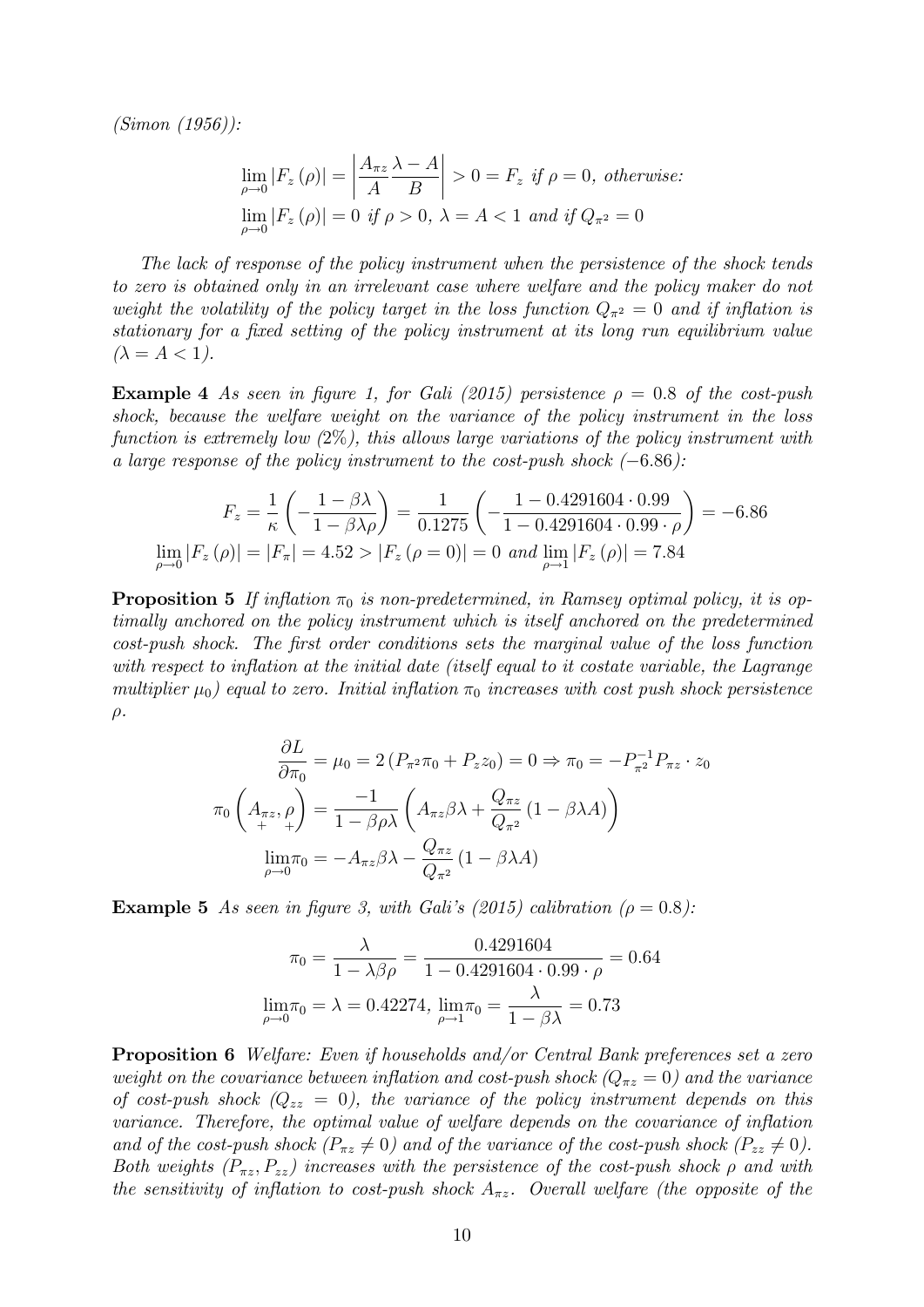*(Simon (1956)):*

$$\lim_{\rho \to 0} |F_z(\rho)| = \left| \frac{A_{\pi z}}{A} \frac{\lambda - A}{B} \right| > 0 = F_z \text{ if } \rho = 0, \text{ otherwise:}$$
$$\lim_{\rho \to 0} |F_z(\rho)| = 0 \text{ if } \rho > 0,\ \lambda = A < 1 \text{ and if } Q_{\pi^2} = 0$$

*The lack of response of the policy instrument when the persistence of the shock tends to zero is obtained only in an irrelevant case where welfare and the policy maker do not weight the volatility of the policy target in the loss function $Q_{\pi^2} = 0$ and if inflation is stationary for a fixed setting of the policy instrument at its long run equilibrium value ($\lambda = A < 1$).*

**Example 4** *As seen in figure 1, for Gali (2015) persistence $\rho = 0.8$ of the cost-push shock, because the welfare weight on the variance of the policy instrument in the loss function is extremely low (2%), this allows large variations of the policy instrument with a large response of the policy instrument to the cost-push shock ($-6.86$):*

$$F_z = \frac{1}{\kappa}\left(-\frac{1-\beta\lambda}{1-\beta\lambda\rho}\right) = \frac{1}{0.1275}\left(-\frac{1-0.4291604 \cdot 0.99}{1-0.4291604 \cdot 0.99 \cdot \rho}\right) = -6.86$$
$$\lim_{\rho \to 0} |F_z(\rho)| = |F_\pi| = 4.52 > |F_z(\rho = 0)| = 0 \text{ and } \lim_{\rho \to 1} |F_z(\rho)| = 7.84$$

**Proposition 5** *If inflation $\pi_0$ is non-predetermined, in Ramsey optimal policy, it is optimally anchored on the policy instrument which is itself anchored on the predetermined cost-push shock. The first order conditions sets the marginal value of the loss function with respect to inflation at the initial date (itself equal to it costate variable, the Lagrange multiplier $\mu_0$) equal to zero. Initial inflation $\pi_0$ increases with cost push shock persistence $\rho$.*

$$\frac{\partial L}{\partial \pi_0} = \mu_0 = 2\left(P_{\pi^2}\pi_0 + P_z z_0\right) = 0 \Rightarrow \pi_0 = -P_{\pi^2}^{-1} P_{\pi z} \cdot z_0$$
$$\pi_0\left(\underset{+}{A_{\pi z}}, \underset{+}{\rho}\right) = \frac{-1}{1-\beta\rho\lambda}\left(A_{\pi z}\beta\lambda + \frac{Q_{\pi z}}{Q_{\pi^2}}\left(1-\beta\lambda A\right)\right)$$
$$\lim_{\rho \to 0} \pi_0 = -A_{\pi z}\beta\lambda - \frac{Q_{\pi z}}{Q_{\pi^2}}\left(1-\beta\lambda A\right)$$

**Example 5** *As seen in figure 3, with Gali's (2015) calibration ($\rho = 0.8$):*

$$\pi_0 = \frac{\lambda}{1-\lambda\beta\rho} = \frac{0.4291604}{1-0.4291604 \cdot 0.99 \cdot \rho} = 0.64$$
$$\lim_{\rho \to 0} \pi_0 = \lambda = 0.42274,\ \lim_{\rho \to 1} \pi_0 = \frac{\lambda}{1-\beta\lambda} = 0.73$$

**Proposition 6** *Welfare: Even if households and/or Central Bank preferences set a zero weight on the covariance between inflation and cost-push shock ($Q_{\pi z} = 0$) and the variance of cost-push shock ($Q_{zz} = 0$), the variance of the policy instrument depends on this variance. Therefore, the optimal value of welfare depends on the covariance of inflation and of the cost-push shock ($P_{\pi z} \neq 0$) and of the variance of the cost-push shock ($P_{zz} \neq 0$). Both weights ($P_{\pi z}, P_{zz}$) increases with the persistence of the cost-push shock $\rho$ and with the sensitivity of inflation to cost-push shock $A_{\pi z}$. Overall welfare (the opposite of the*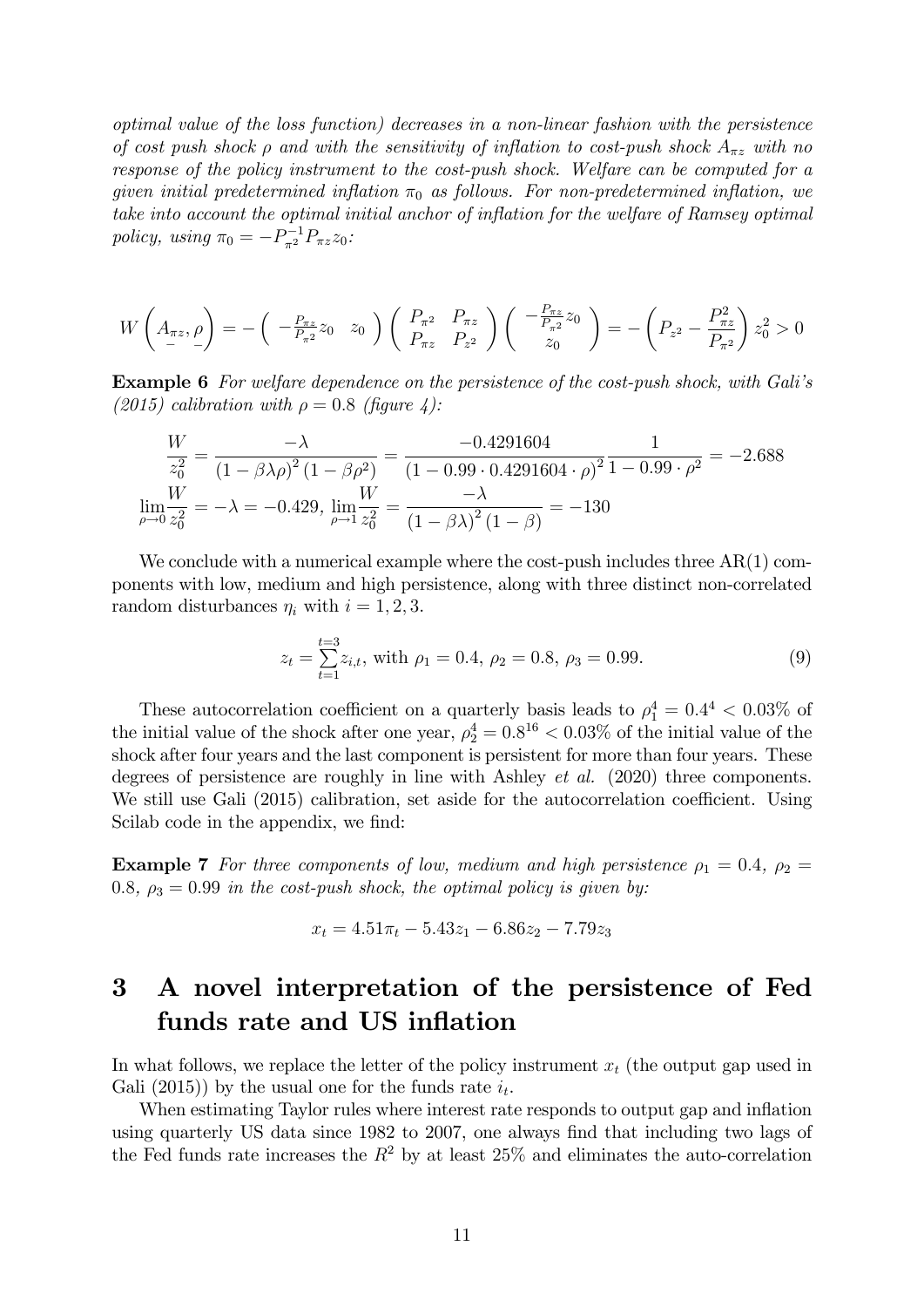*optimal value of the loss function) decreases in a non-linear fashion with the persistence of cost push shock $\rho$ and with the sensitivity of inflation to cost-push shock $A_{\pi z}$ with no response of the policy instrument to the cost-push shock. Welfare can be computed for a given initial predetermined inflation $\pi_0$ as follows. For non-predetermined inflation, we take into account the optimal initial anchor of inflation for the welfare of Ramsey optimal policy, using $\pi_0 = -P_{\pi^2}^{-1} P_{\pi z} z_0$:*

$$W\left(\underset{-}{A_{\pi z}}, \underset{-}{\rho}\right) = -\begin{pmatrix} -\frac{P_{\pi z}}{P_{\pi^2}} z_0 & z_0 \end{pmatrix} \begin{pmatrix} P_{\pi^2} & P_{\pi z} \\ P_{\pi z} & P_{z^2} \end{pmatrix} \begin{pmatrix} -\frac{P_{\pi z}}{P_{\pi^2}} z_0 \\ z_0 \end{pmatrix} = -\left( P_{z^2} - \frac{P_{\pi z}^2}{P_{\pi^2}} \right) z_0^2 > 0$$

**Example 6** *For welfare dependence on the persistence of the cost-push shock, with Gali's (2015) calibration with $\rho = 0.8$ (figure 4):*

$$\frac{W}{z_0^2} = \frac{-\lambda}{(1-\beta\lambda\rho)^2 (1-\beta\rho^2)} = \frac{-0.4291604}{(1-0.99 \cdot 0.4291604 \cdot \rho)^2} \frac{1}{1-0.99 \cdot \rho^2} = -2.688$$

$$\lim_{\rho \to 0} \frac{W}{z_0^2} = -\lambda = -0.429, \ \lim_{\rho \to 1} \frac{W}{z_0^2} = \frac{-\lambda}{(1-\beta\lambda)^2 (1-\beta)} = -130$$

We conclude with a numerical example where the cost-push includes three AR(1) components with low, medium and high persistence, along with three distinct non-correlated random disturbances $\eta_i$ with $i = 1, 2, 3$.

$$z_t = \sum_{t=1}^{t=3} z_{i,t}, \text{ with } \rho_1 = 0.4, \ \rho_2 = 0.8, \ \rho_3 = 0.99. \tag{9}$$

These autocorrelation coefficient on a quarterly basis leads to $\rho_1^4 = 0.4^4 < 0.03\%$ of the initial value of the shock after one year, $\rho_2^4 = 0.8^{16} < 0.03\%$ of the initial value of the shock after four years and the last component is persistent for more than four years. These degrees of persistence are roughly in line with Ashley *et al.* (2020) three components. We still use Gali (2015) calibration, set aside for the autocorrelation coefficient. Using Scilab code in the appendix, we find:

**Example 7** *For three components of low, medium and high persistence $\rho_1 = 0.4$, $\rho_2 = 0.8$, $\rho_3 = 0.99$ in the cost-push shock, the optimal policy is given by:*

$$x_t = 4.51\pi_t - 5.43z_1 - 6.86z_2 - 7.79z_3$$

# 3 A novel interpretation of the persistence of Fed funds rate and US inflation

In what follows, we replace the letter of the policy instrument $x_t$ (the output gap used in Gali (2015)) by the usual one for the funds rate $i_t$.

When estimating Taylor rules where interest rate responds to output gap and inflation using quarterly US data since 1982 to 2007, one always find that including two lags of the Fed funds rate increases the $R^2$ by at least 25% and eliminates the auto-correlation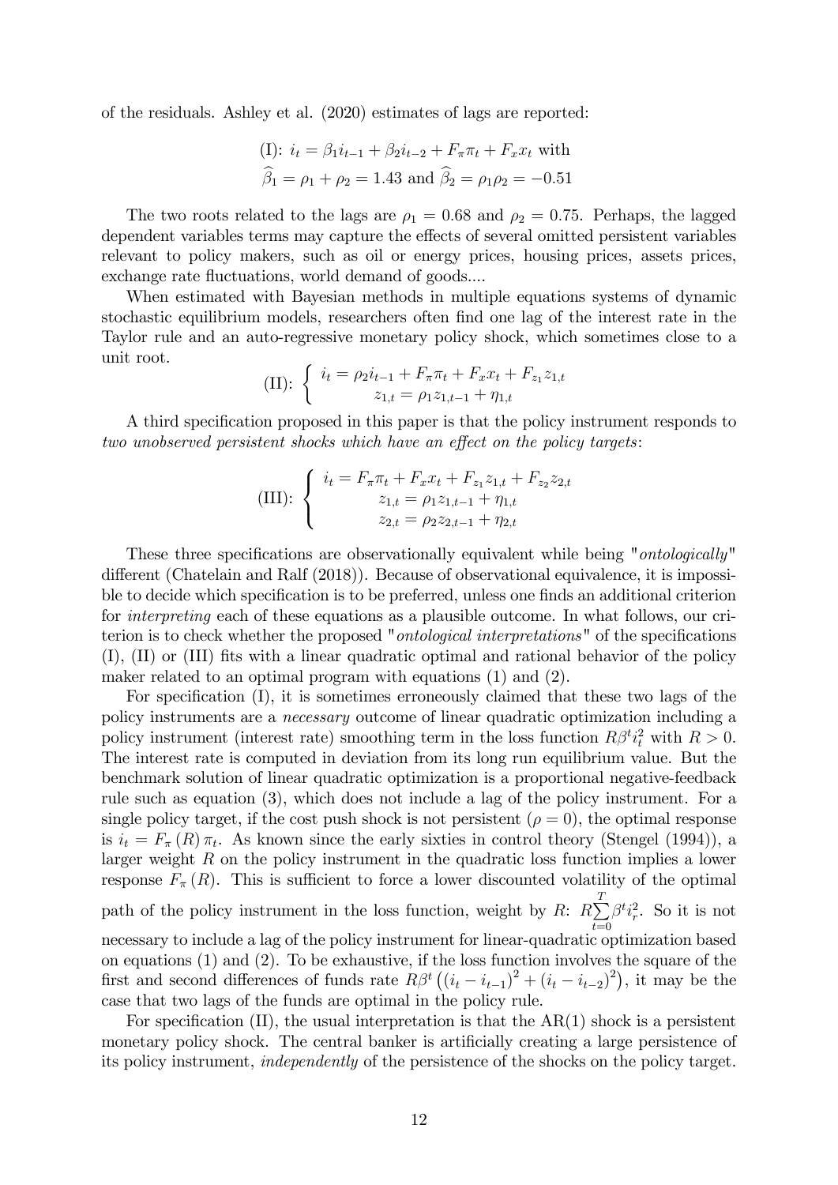of the residuals. Ashley et al. (2020) estimates of lags are reported:

$$\text{(I): } i_t = \beta_1 i_{t-1} + \beta_2 i_{t-2} + F_\pi \pi_t + F_x x_t \text{ with}$$
$$\widehat{\beta}_1 = \rho_1 + \rho_2 = 1.43 \text{ and } \widehat{\beta}_2 = \rho_1 \rho_2 = -0.51$$

The two roots related to the lags are $\rho_1 = 0.68$ and $\rho_2 = 0.75$. Perhaps, the lagged dependent variables terms may capture the effects of several omitted persistent variables relevant to policy makers, such as oil or energy prices, housing prices, assets prices, exchange rate fluctuations, world demand of goods....

When estimated with Bayesian methods in multiple equations systems of dynamic stochastic equilibrium models, researchers often find one lag of the interest rate in the Taylor rule and an auto-regressive monetary policy shock, which sometimes close to a unit root.

$$\text{(II): } \begin{cases} i_t = \rho_2 i_{t-1} + F_\pi \pi_t + F_x x_t + F_{z_1} z_{1,t} \\ z_{1,t} = \rho_1 z_{1,t-1} + \eta_{1,t} \end{cases}$$

A third specification proposed in this paper is that the policy instrument responds to *two unobserved persistent shocks which have an effect on the policy targets*:

$$\text{(III): } \begin{cases} i_t = F_\pi \pi_t + F_x x_t + F_{z_1} z_{1,t} + F_{z_2} z_{2,t} \\ z_{1,t} = \rho_1 z_{1,t-1} + \eta_{1,t} \\ z_{2,t} = \rho_2 z_{2,t-1} + \eta_{2,t} \end{cases}$$

These three specifications are observationally equivalent while being "*ontologically*" different (Chatelain and Ralf (2018)). Because of observational equivalence, it is impossible to decide which specification is to be preferred, unless one finds an additional criterion for *interpreting* each of these equations as a plausible outcome. In what follows, our criterion is to check whether the proposed "*ontological interpretations*" of the specifications (I), (II) or (III) fits with a linear quadratic optimal and rational behavior of the policy maker related to an optimal program with equations (1) and (2).

For specification (I), it is sometimes erroneously claimed that these two lags of the policy instruments are a *necessary* outcome of linear quadratic optimization including a policy instrument (interest rate) smoothing term in the loss function $R\beta^t i_t^2$ with $R > 0$. The interest rate is computed in deviation from its long run equilibrium value. But the benchmark solution of linear quadratic optimization is a proportional negative-feedback rule such as equation (3), which does not include a lag of the policy instrument. For a single policy target, if the cost push shock is not persistent ($\rho = 0$), the optimal response is $i_t = F_\pi(R)\pi_t$. As known since the early sixties in control theory (Stengel (1994)), a larger weight $R$ on the policy instrument in the quadratic loss function implies a lower response $F_\pi(R)$. This is sufficient to force a lower discounted volatility of the optimal path of the policy instrument in the loss function, weight by $R$: $R\sum_{t=0}^{T}\beta^t i_r^2$. So it is not necessary to include a lag of the policy instrument for linear-quadratic optimization based on equations (1) and (2). To be exhaustive, if the loss function involves the square of the first and second differences of funds rate $R\beta^t\left((i_t - i_{t-1})^2 + (i_t - i_{t-2})^2\right)$, it may be the case that two lags of the funds are optimal in the policy rule.

For specification (II), the usual interpretation is that the AR(1) shock is a persistent monetary policy shock. The central banker is artificially creating a large persistence of its policy instrument, *independently* of the persistence of the shocks on the policy target.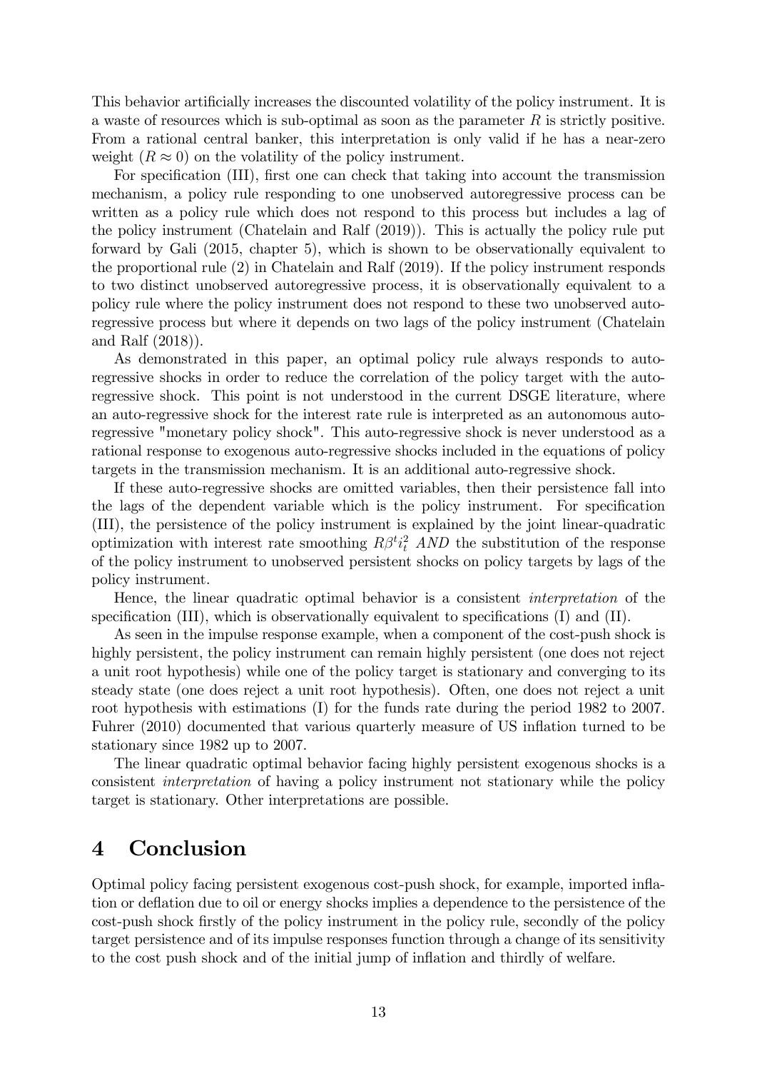This behavior artificially increases the discounted volatility of the policy instrument. It is a waste of resources which is sub-optimal as soon as the parameter $R$ is strictly positive. From a rational central banker, this interpretation is only valid if he has a near-zero weight ($R \approx 0$) on the volatility of the policy instrument.

For specification (III), first one can check that taking into account the transmission mechanism, a policy rule responding to one unobserved autoregressive process can be written as a policy rule which does not respond to this process but includes a lag of the policy instrument (Chatelain and Ralf (2019)). This is actually the policy rule put forward by Gali (2015, chapter 5), which is shown to be observationally equivalent to the proportional rule (2) in Chatelain and Ralf (2019). If the policy instrument responds to two distinct unobserved autoregressive process, it is observationally equivalent to a policy rule where the policy instrument does not respond to these two unobserved autoregressive process but where it depends on two lags of the policy instrument (Chatelain and Ralf (2018)).

As demonstrated in this paper, an optimal policy rule always responds to autoregressive shocks in order to reduce the correlation of the policy target with the autoregressive shock. This point is not understood in the current DSGE literature, where an auto-regressive shock for the interest rate rule is interpreted as an autonomous autoregressive "monetary policy shock". This auto-regressive shock is never understood as a rational response to exogenous auto-regressive shocks included in the equations of policy targets in the transmission mechanism. It is an additional auto-regressive shock.

If these auto-regressive shocks are omitted variables, then their persistence fall into the lags of the dependent variable which is the policy instrument. For specification (III), the persistence of the policy instrument is explained by the joint linear-quadratic optimization with interest rate smoothing $R\beta^t i_t^2$ *AND* the substitution of the response of the policy instrument to unobserved persistent shocks on policy targets by lags of the policy instrument.

Hence, the linear quadratic optimal behavior is a consistent *interpretation* of the specification (III), which is observationally equivalent to specifications (I) and (II).

As seen in the impulse response example, when a component of the cost-push shock is highly persistent, the policy instrument can remain highly persistent (one does not reject a unit root hypothesis) while one of the policy target is stationary and converging to its steady state (one does reject a unit root hypothesis). Often, one does not reject a unit root hypothesis with estimations (I) for the funds rate during the period 1982 to 2007. Fuhrer (2010) documented that various quarterly measure of US inflation turned to be stationary since 1982 up to 2007.

The linear quadratic optimal behavior facing highly persistent exogenous shocks is a consistent *interpretation* of having a policy instrument not stationary while the policy target is stationary. Other interpretations are possible.

# 4 Conclusion

Optimal policy facing persistent exogenous cost-push shock, for example, imported inflation or deflation due to oil or energy shocks implies a dependence to the persistence of the cost-push shock firstly of the policy instrument in the policy rule, secondly of the policy target persistence and of its impulse responses function through a change of its sensitivity to the cost push shock and of the initial jump of inflation and thirdly of welfare.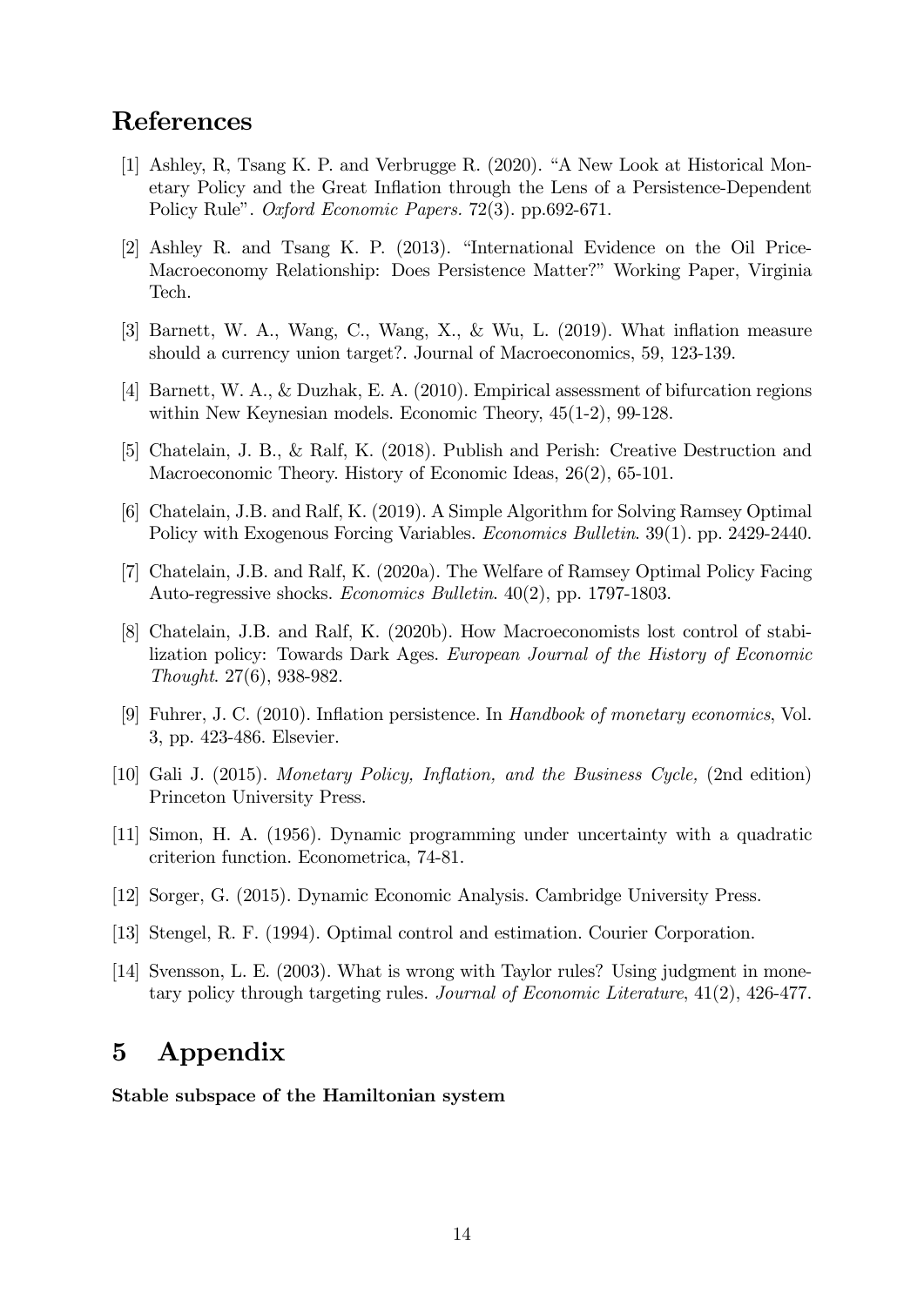# References

[1] Ashley, R, Tsang K. P. and Verbrugge R. (2020). "A New Look at Historical Monetary Policy and the Great Inflation through the Lens of a Persistence-Dependent Policy Rule". *Oxford Economic Papers.* 72(3). pp.692-671.

[2] Ashley R. and Tsang K. P. (2013). "International Evidence on the Oil Price-Macroeconomy Relationship: Does Persistence Matter?" Working Paper, Virginia Tech.

[3] Barnett, W. A., Wang, C., Wang, X., & Wu, L. (2019). What inflation measure should a currency union target?. Journal of Macroeconomics, 59, 123-139.

[4] Barnett, W. A., & Duzhak, E. A. (2010). Empirical assessment of bifurcation regions within New Keynesian models. Economic Theory, 45(1-2), 99-128.

[5] Chatelain, J. B., & Ralf, K. (2018). Publish and Perish: Creative Destruction and Macroeconomic Theory. History of Economic Ideas, 26(2), 65-101.

[6] Chatelain, J.B. and Ralf, K. (2019). A Simple Algorithm for Solving Ramsey Optimal Policy with Exogenous Forcing Variables. *Economics Bulletin*. 39(1). pp. 2429-2440.

[7] Chatelain, J.B. and Ralf, K. (2020a). The Welfare of Ramsey Optimal Policy Facing Auto-regressive shocks. *Economics Bulletin*. 40(2), pp. 1797-1803.

[8] Chatelain, J.B. and Ralf, K. (2020b). How Macroeconomists lost control of stabilization policy: Towards Dark Ages. *European Journal of the History of Economic Thought*. 27(6), 938-982.

[9] Fuhrer, J. C. (2010). Inflation persistence. In *Handbook of monetary economics*, Vol. 3, pp. 423-486. Elsevier.

[10] Gali J. (2015). *Monetary Policy, Inflation, and the Business Cycle,* (2nd edition) Princeton University Press.

[11] Simon, H. A. (1956). Dynamic programming under uncertainty with a quadratic criterion function. Econometrica, 74-81.

[12] Sorger, G. (2015). Dynamic Economic Analysis. Cambridge University Press.

[13] Stengel, R. F. (1994). Optimal control and estimation. Courier Corporation.

[14] Svensson, L. E. (2003). What is wrong with Taylor rules? Using judgment in monetary policy through targeting rules. *Journal of Economic Literature*, 41(2), 426-477.

# 5 Appendix

**Stable subspace of the Hamiltonian system**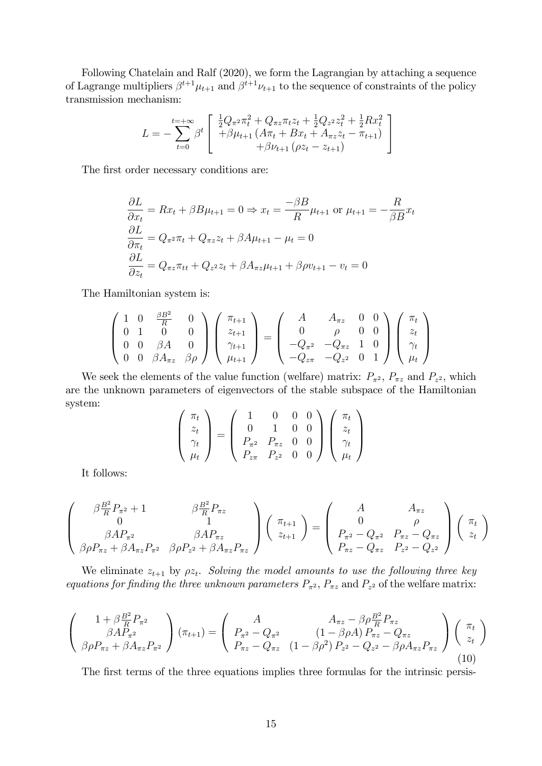Following Chatelain and Ralf (2020), we form the Lagrangian by attaching a sequence of Lagrange multipliers $\beta^{t+1}\mu_{t+1}$ and $\beta^{t+1}\nu_{t+1}$ to the sequence of constraints of the policy transmission mechanism:

$$L = -\sum_{t=0}^{t=+\infty} \beta^t \left[ \begin{array}{c} \frac{1}{2}Q_{\pi^2}\pi_t^2 + Q_{\pi z}\pi_t z_t + \frac{1}{2}Q_{z^2}z_t^2 + \frac{1}{2}Rx_t^2 \\ +\beta\mu_{t+1}\left(A\pi_t + Bx_t + A_{\pi z}z_t - \pi_{t+1}\right) \\ +\beta\nu_{t+1}\left(\rho z_t - z_{t+1}\right) \end{array} \right]$$

The first order necessary conditions are:

$$\frac{\partial L}{\partial x_t} = Rx_t + \beta B\mu_{t+1} = 0 \Rightarrow x_t = \frac{-\beta B}{R}\mu_{t+1} \text{ or } \mu_{t+1} = -\frac{R}{\beta B}x_t$$

$$\frac{\partial L}{\partial \pi_t} = Q_{\pi^2}\pi_t + Q_{\pi z}z_t + \beta A\mu_{t+1} - \mu_t = 0$$

$$\frac{\partial L}{\partial z_t} = Q_{\pi z}\pi_{tt} + Q_{z^2}z_t + \beta A_{\pi z}\mu_{t+1} + \beta\rho v_{t+1} - v_t = 0$$

The Hamiltonian system is:

$$\left(\begin{array}{cccc} 1 & 0 & \frac{\beta B^2}{R} & 0 \\ 0 & 1 & 0 & 0 \\ 0 & 0 & \beta A & 0 \\ 0 & 0 & \beta A_{\pi z} & \beta\rho \end{array}\right)\left(\begin{array}{c} \pi_{t+1} \\ z_{t+1} \\ \gamma_{t+1} \\ \mu_{t+1} \end{array}\right) = \left(\begin{array}{cccc} A & A_{\pi z} & 0 & 0 \\ 0 & \rho & 0 & 0 \\ -Q_{\pi^2} & -Q_{\pi z} & 1 & 0 \\ -Q_{z\pi} & -Q_{z^2} & 0 & 1 \end{array}\right)\left(\begin{array}{c} \pi_t \\ z_t \\ \gamma_t \\ \mu_t \end{array}\right)$$

We seek the elements of the value function (welfare) matrix: $P_{\pi^2}$, $P_{\pi z}$ and $P_{z^2}$, which are the unknown parameters of eigenvectors of the stable subspace of the Hamiltonian system:

$$\left(\begin{array}{c} \pi_t \\ z_t \\ \gamma_t \\ \mu_t \end{array}\right) = \left(\begin{array}{cccc} 1 & 0 & 0 & 0 \\ 0 & 1 & 0 & 0 \\ P_{\pi^2} & P_{\pi z} & 0 & 0 \\ P_{z\pi} & P_{z^2} & 0 & 0 \end{array}\right)\left(\begin{array}{c} \pi_t \\ z_t \\ \gamma_t \\ \mu_t \end{array}\right)$$

It follows:

$$\left(\begin{array}{cc} \beta\frac{B^2}{R}P_{\pi^2} + 1 & \beta\frac{B^2}{R}P_{\pi z} \\ 0 & 1 \\ \beta AP_{\pi^2} & \beta AP_{\pi z} \\ \beta\rho P_{\pi z} + \beta A_{\pi z}P_{\pi^2} & \beta\rho P_{z^2} + \beta A_{\pi z}P_{\pi z} \end{array}\right)\left(\begin{array}{c} \pi_{t+1} \\ z_{t+1} \end{array}\right) = \left(\begin{array}{cc} A & A_{\pi z} \\ 0 & \rho \\ P_{\pi^2} - Q_{\pi^2} & P_{\pi z} - Q_{\pi z} \\ P_{\pi z} - Q_{\pi z} & P_{z^2} - Q_{z^2} \end{array}\right)\left(\begin{array}{c} \pi_t \\ z_t \end{array}\right)$$

We eliminate $z_{t+1}$ by $\rho z_t$. *Solving the model amounts to use the following three key equations for finding the three unknown parameters* $P_{\pi^2}$, $P_{\pi z}$ and $P_{z^2}$ of the welfare matrix:

$$\left(\begin{array}{c} 1 + \beta\frac{B^2}{R}P_{\pi^2} \\ \beta AP_{\pi^2} \\ \beta\rho P_{\pi z} + \beta A_{\pi z}P_{\pi^2} \end{array}\right)\left(\pi_{t+1}\right) = \left(\begin{array}{cc} A & A_{\pi z} - \beta\rho\frac{B^2}{R}P_{\pi z} \\ P_{\pi^2} - Q_{\pi^2} & \left(1 - \beta\rho A\right)P_{\pi z} - Q_{\pi z} \\ P_{\pi z} - Q_{\pi z} & \left(1 - \beta\rho^2\right)P_{z^2} - Q_{z^2} - \beta\rho A_{\pi z}P_{\pi z} \end{array}\right)\left(\begin{array}{c} \pi_t \\ z_t \end{array}\right) \tag{10}$$

The first terms of the three equations implies three formulas for the intrinsic persis-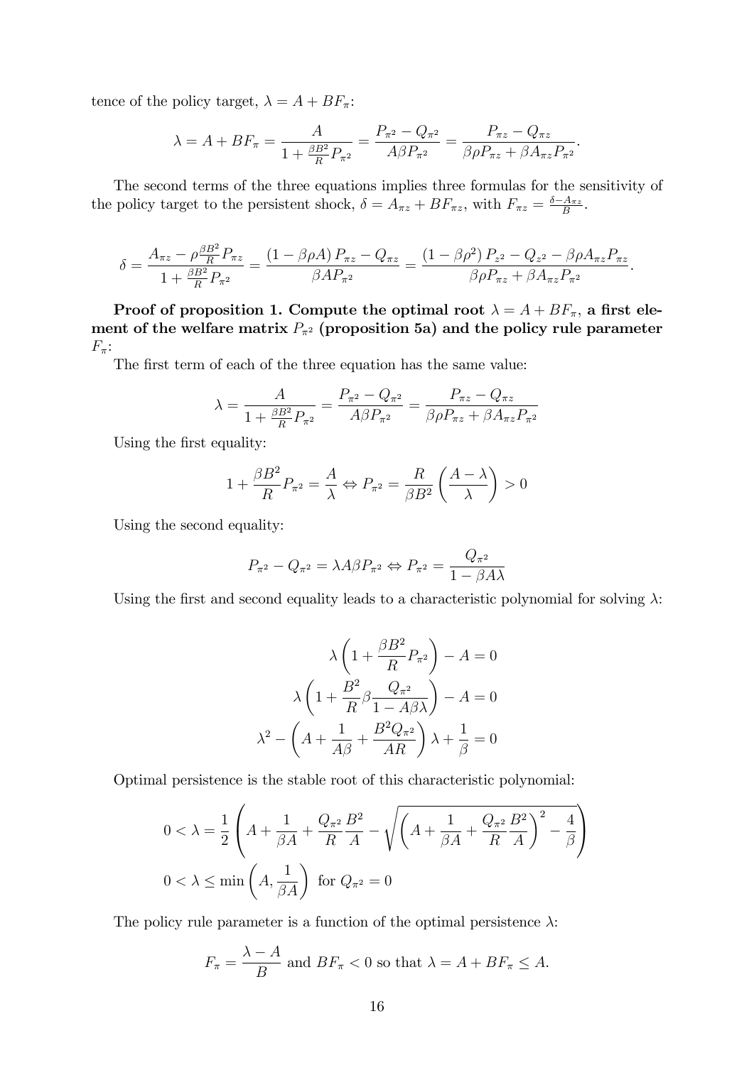tence of the policy target, $\lambda = A + BF_\pi$:

$$\lambda = A + BF_\pi = \frac{A}{1 + \frac{\beta B^2}{R} P_{\pi^2}} = \frac{P_{\pi^2} - Q_{\pi^2}}{A\beta P_{\pi^2}} = \frac{P_{\pi z} - Q_{\pi z}}{\beta \rho P_{\pi z} + \beta A_{\pi z} P_{\pi^2}}.$$

The second terms of the three equations implies three formulas for the sensitivity of the policy target to the persistent shock, $\delta = A_{\pi z} + BF_{\pi z}$, with $F_{\pi z} = \frac{\delta - A_{\pi z}}{B}$.

$$\delta = \frac{A_{\pi z} - \rho \frac{\beta B^2}{R} P_{\pi z}}{1 + \frac{\beta B^2}{R} P_{\pi^2}} = \frac{(1 - \beta \rho A) P_{\pi z} - Q_{\pi z}}{\beta A P_{\pi^2}} = \frac{(1 - \beta \rho^2) P_{z^2} - Q_{z^2} - \beta \rho A_{\pi z} P_{\pi z}}{\beta \rho P_{\pi z} + \beta A_{\pi z} P_{\pi^2}}.$$

**Proof of proposition 1. Compute the optimal root $\lambda = A + BF_\pi$, a first element of the welfare matrix $P_{\pi^2}$ (proposition 5a) and the policy rule parameter $F_\pi$:**

The first term of each of the three equation has the same value:

$$\lambda = \frac{A}{1 + \frac{\beta B^2}{R} P_{\pi^2}} = \frac{P_{\pi^2} - Q_{\pi^2}}{A\beta P_{\pi^2}} = \frac{P_{\pi z} - Q_{\pi z}}{\beta \rho P_{\pi z} + \beta A_{\pi z} P_{\pi^2}}$$

Using the first equality:

$$1 + \frac{\beta B^2}{R} P_{\pi^2} = \frac{A}{\lambda} \Leftrightarrow P_{\pi^2} = \frac{R}{\beta B^2} \left( \frac{A - \lambda}{\lambda} \right) > 0$$

Using the second equality:

$$P_{\pi^2} - Q_{\pi^2} = \lambda A \beta P_{\pi^2} \Leftrightarrow P_{\pi^2} = \frac{Q_{\pi^2}}{1 - \beta A \lambda}$$

Using the first and second equality leads to a characteristic polynomial for solving $\lambda$:

$$\lambda \left( 1 + \frac{\beta B^2}{R} P_{\pi^2} \right) - A = 0$$

$$\lambda \left( 1 + \frac{B^2}{R} \beta \frac{Q_{\pi^2}}{1 - A\beta\lambda} \right) - A = 0$$

$$\lambda^2 - \left( A + \frac{1}{A\beta} + \frac{B^2 Q_{\pi^2}}{AR} \right) \lambda + \frac{1}{\beta} = 0$$

Optimal persistence is the stable root of this characteristic polynomial:

$$0 < \lambda = \frac{1}{2} \left( A + \frac{1}{\beta A} + \frac{Q_{\pi^2}}{R} \frac{B^2}{A} - \sqrt{\left( A + \frac{1}{\beta A} + \frac{Q_{\pi^2}}{R} \frac{B^2}{A} \right)^2 - \frac{4}{\beta}} \right)$$

$$0 < \lambda \leq \min \left( A, \frac{1}{\beta A} \right) \text{ for } Q_{\pi^2} = 0$$

The policy rule parameter is a function of the optimal persistence $\lambda$:

$$F_\pi = \frac{\lambda - A}{B} \text{ and } BF_\pi < 0 \text{ so that } \lambda = A + BF_\pi \leq A.$$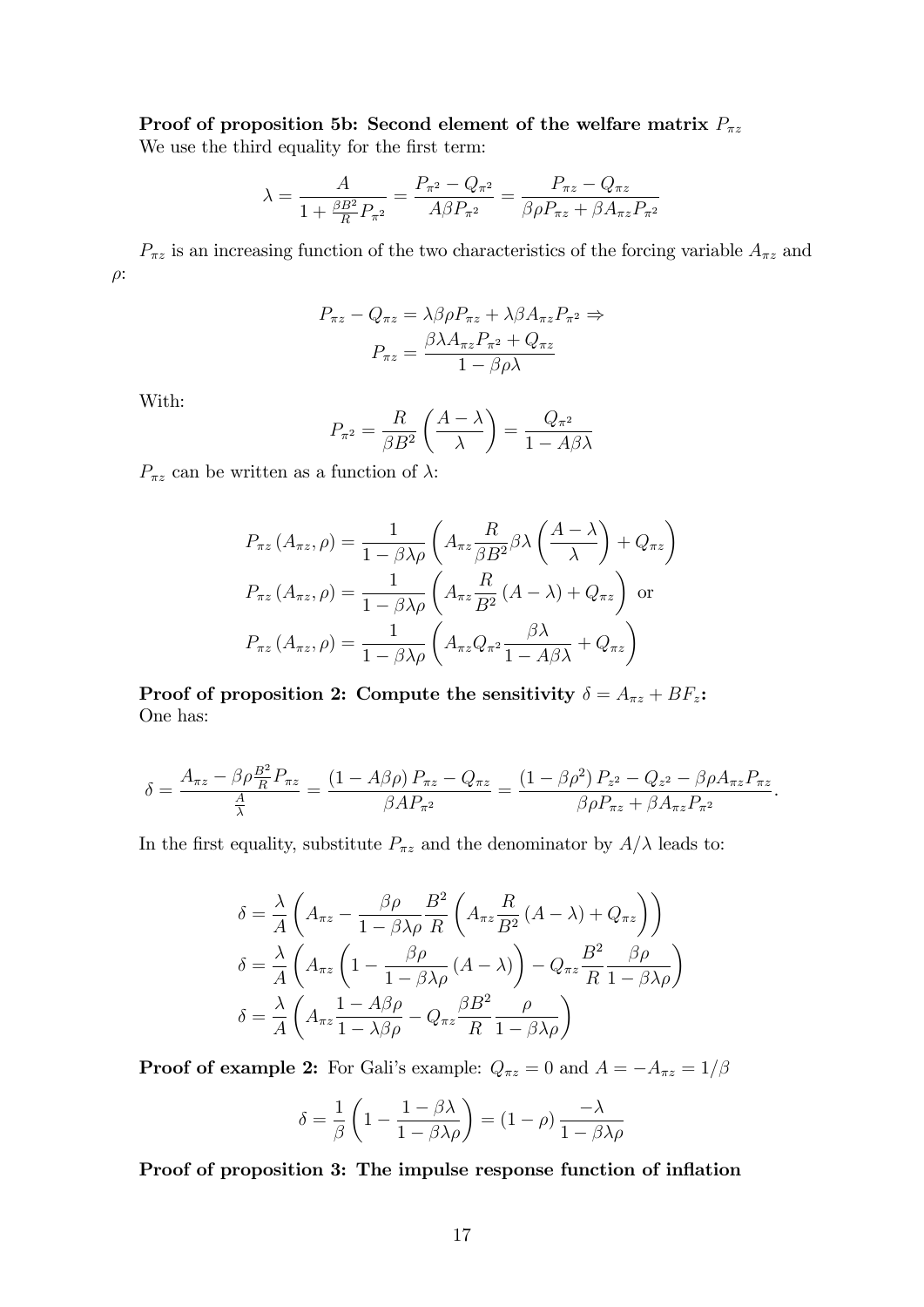**Proof of proposition 5b: Second element of the welfare matrix $P_{\pi z}$**
We use the third equality for the first term:

$$\lambda = \frac{A}{1 + \frac{\beta B^2}{R} P_{\pi^2}} = \frac{P_{\pi^2} - Q_{\pi^2}}{A \beta P_{\pi^2}} = \frac{P_{\pi z} - Q_{\pi z}}{\beta \rho P_{\pi z} + \beta A_{\pi z} P_{\pi^2}}$$

$P_{\pi z}$ is an increasing function of the two characteristics of the forcing variable $A_{\pi z}$ and $\rho$:

$$P_{\pi z} - Q_{\pi z} = \lambda \beta \rho P_{\pi z} + \lambda \beta A_{\pi z} P_{\pi^2} \Rightarrow$$
$$P_{\pi z} = \frac{\beta \lambda A_{\pi z} P_{\pi^2} + Q_{\pi z}}{1 - \beta \rho \lambda}$$

With:

$$P_{\pi^2} = \frac{R}{\beta B^2} \left( \frac{A - \lambda}{\lambda} \right) = \frac{Q_{\pi^2}}{1 - A \beta \lambda}$$

$P_{\pi z}$ can be written as a function of $\lambda$:

$$P_{\pi z}(A_{\pi z}, \rho) = \frac{1}{1 - \beta \lambda \rho} \left( A_{\pi z} \frac{R}{\beta B^2} \beta \lambda \left( \frac{A - \lambda}{\lambda} \right) + Q_{\pi z} \right)$$
$$P_{\pi z}(A_{\pi z}, \rho) = \frac{1}{1 - \beta \lambda \rho} \left( A_{\pi z} \frac{R}{B^2} (A - \lambda) + Q_{\pi z} \right) \text{ or}$$
$$P_{\pi z}(A_{\pi z}, \rho) = \frac{1}{1 - \beta \lambda \rho} \left( A_{\pi z} Q_{\pi^2} \frac{\beta \lambda}{1 - A \beta \lambda} + Q_{\pi z} \right)$$

**Proof of proposition 2: Compute the sensitivity $\delta = A_{\pi z} + B F_z$:**
One has:

$$\delta = \frac{A_{\pi z} - \beta \rho \frac{B^2}{R} P_{\pi z}}{\frac{A}{\lambda}} = \frac{(1 - A \beta \rho) P_{\pi z} - Q_{\pi z}}{\beta A P_{\pi^2}} = \frac{(1 - \beta \rho^2) P_{z^2} - Q_{z^2} - \beta \rho A_{\pi z} P_{\pi z}}{\beta \rho P_{\pi z} + \beta A_{\pi z} P_{\pi^2}}.$$

In the first equality, substitute $P_{\pi z}$ and the denominator by $A/\lambda$ leads to:

$$\delta = \frac{\lambda}{A} \left( A_{\pi z} - \frac{\beta \rho}{1 - \beta \lambda \rho} \frac{B^2}{R} \left( A_{\pi z} \frac{R}{B^2} (A - \lambda) + Q_{\pi z} \right) \right)$$
$$\delta = \frac{\lambda}{A} \left( A_{\pi z} \left( 1 - \frac{\beta \rho}{1 - \beta \lambda \rho} (A - \lambda) \right) - Q_{\pi z} \frac{B^2}{R} \frac{\beta \rho}{1 - \beta \lambda \rho} \right)$$
$$\delta = \frac{\lambda}{A} \left( A_{\pi z} \frac{1 - A \beta \rho}{1 - \lambda \beta \rho} - Q_{\pi z} \frac{\beta B^2}{R} \frac{\rho}{1 - \beta \lambda \rho} \right)$$

**Proof of example 2:** For Gali's example: $Q_{\pi z} = 0$ and $A = -A_{\pi z} = 1/\beta$

$$\delta = \frac{1}{\beta} \left( 1 - \frac{1 - \beta \lambda}{1 - \beta \lambda \rho} \right) = (1 - \rho) \frac{-\lambda}{1 - \beta \lambda \rho}$$

**Proof of proposition 3: The impulse response function of inflation**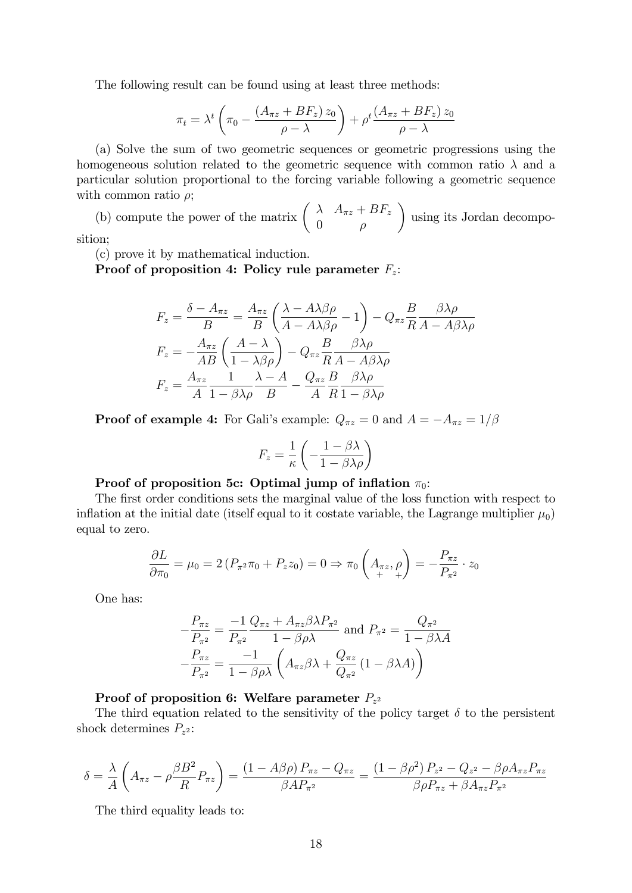The following result can be found using at least three methods:

$$\pi_t = \lambda^t \left( \pi_0 - \frac{(A_{\pi z} + BF_z)\, z_0}{\rho - \lambda} \right) + \rho^t \frac{(A_{\pi z} + BF_z)\, z_0}{\rho - \lambda}$$

(a) Solve the sum of two geometric sequences or geometric progressions using the homogeneous solution related to the geometric sequence with common ratio $\lambda$ and a particular solution proportional to the forcing variable following a geometric sequence with common ratio $\rho$;

(b) compute the power of the matrix $\begin{pmatrix} \lambda & A_{\pi z} + BF_z \\ 0 & \rho \end{pmatrix}$ using its Jordan decomposition;

(c) prove it by mathematical induction.

**Proof of proposition 4: Policy rule parameter $F_z$:**

$$F_z = \frac{\delta - A_{\pi z}}{B} = \frac{A_{\pi z}}{B} \left( \frac{\lambda - A\lambda\beta\rho}{A - A\lambda\beta\rho} - 1 \right) - Q_{\pi z} \frac{B}{R} \frac{\beta\lambda\rho}{A - A\beta\lambda\rho}$$

$$F_z = -\frac{A_{\pi z}}{AB} \left( \frac{A - \lambda}{1 - \lambda\beta\rho} \right) - Q_{\pi z} \frac{B}{R} \frac{\beta\lambda\rho}{A - A\beta\lambda\rho}$$

$$F_z = \frac{A_{\pi z}}{A} \frac{1}{1 - \beta\lambda\rho} \frac{\lambda - A}{B} - \frac{Q_{\pi z}}{A} \frac{B}{R} \frac{\beta\lambda\rho}{1 - \beta\lambda\rho}$$

**Proof of example 4:** For Gali's example: $Q_{\pi z} = 0$ and $A = -A_{\pi z} = 1/\beta$

$$F_z = \frac{1}{\kappa} \left( -\frac{1 - \beta\lambda}{1 - \beta\lambda\rho} \right)$$

**Proof of proposition 5c: Optimal jump of inflation $\pi_0$:**

The first order conditions sets the marginal value of the loss function with respect to inflation at the initial date (itself equal to it costate variable, the Lagrange multiplier $\mu_0$) equal to zero.

$$\frac{\partial L}{\partial \pi_0} = \mu_0 = 2\left(P_{\pi^2}\pi_0 + P_z z_0\right) = 0 \Rightarrow \pi_0 \left( \underset{+}{A_{\pi z}}, \underset{+}{\rho} \right) = -\frac{P_{\pi z}}{P_{\pi^2}} \cdot z_0$$

One has:

$$-\frac{P_{\pi z}}{P_{\pi^2}} = \frac{-1}{P_{\pi^2}} \frac{Q_{\pi z} + A_{\pi z}\beta\lambda P_{\pi^2}}{1 - \beta\rho\lambda} \text{ and } P_{\pi^2} = \frac{Q_{\pi^2}}{1 - \beta\lambda A}$$

$$-\frac{P_{\pi z}}{P_{\pi^2}} = \frac{-1}{1 - \beta\rho\lambda} \left( A_{\pi z}\beta\lambda + \frac{Q_{\pi z}}{Q_{\pi^2}} (1 - \beta\lambda A) \right)$$

**Proof of proposition 6: Welfare parameter $P_{z^2}$**

The third equation related to the sensitivity of the policy target $\delta$ to the persistent shock determines $P_{z^2}$:

$$\delta = \frac{\lambda}{A} \left( A_{\pi z} - \rho \frac{\beta B^2}{R} P_{\pi z} \right) = \frac{(1 - A\beta\rho)\, P_{\pi z} - Q_{\pi z}}{\beta A P_{\pi^2}} = \frac{(1 - \beta\rho^2)\, P_{z^2} - Q_{z^2} - \beta\rho A_{\pi z} P_{\pi z}}{\beta\rho P_{\pi z} + \beta A_{\pi z} P_{\pi^2}}$$

The third equality leads to: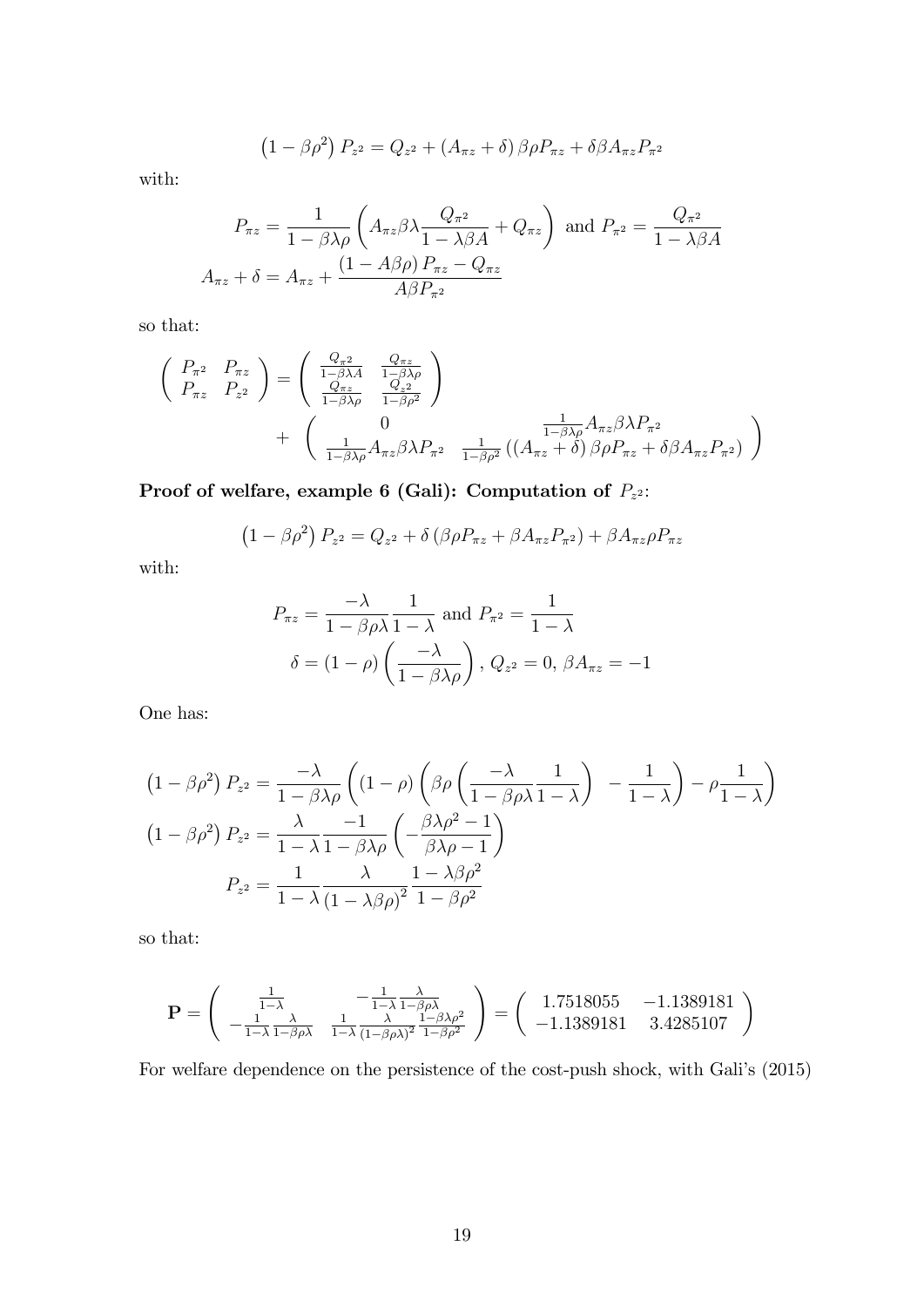$$\left(1-\beta\rho^2\right)P_{z^2} = Q_{z^2} + \left(A_{\pi z}+\delta\right)\beta\rho P_{\pi z} + \delta\beta A_{\pi z}P_{\pi^2}$$

with:

$$P_{\pi z} = \frac{1}{1-\beta\lambda\rho}\left(A_{\pi z}\beta\lambda\frac{Q_{\pi^2}}{1-\lambda\beta A} + Q_{\pi z}\right) \text{ and } P_{\pi^2} = \frac{Q_{\pi^2}}{1-\lambda\beta A}$$

$$A_{\pi z}+\delta = A_{\pi z} + \frac{\left(1-A\beta\rho\right)P_{\pi z} - Q_{\pi z}}{A\beta P_{\pi^2}}$$

so that:

$$\begin{pmatrix} P_{\pi^2} & P_{\pi z} \\ P_{\pi z} & P_{z^2} \end{pmatrix} = \begin{pmatrix} \frac{Q_{\pi^2}}{1-\beta\lambda A} & \frac{Q_{\pi z}}{1-\beta\lambda\rho} \\ \frac{Q_{\pi z}}{1-\beta\lambda\rho} & \frac{Q_{z^2}}{1-\beta\rho^2} \end{pmatrix} + \begin{pmatrix} 0 & \frac{1}{1-\beta\lambda\rho}A_{\pi z}\beta\lambda P_{\pi^2} \\ \frac{1}{1-\beta\lambda\rho}A_{\pi z}\beta\lambda P_{\pi^2} & \frac{1}{1-\beta\rho^2}\left(\left(A_{\pi z}+\delta\right)\beta\rho P_{\pi z} + \delta\beta A_{\pi z}P_{\pi^2}\right) \end{pmatrix}$$

**Proof of welfare, example 6 (Gali): Computation of** $P_{z^2}$:

$$\left(1-\beta\rho^2\right)P_{z^2} = Q_{z^2} + \delta\left(\beta\rho P_{\pi z} + \beta A_{\pi z}P_{\pi^2}\right) + \beta A_{\pi z}\rho P_{\pi z}$$

with:

$$P_{\pi z} = \frac{-\lambda}{1-\beta\rho\lambda}\frac{1}{1-\lambda} \text{ and } P_{\pi^2} = \frac{1}{1-\lambda}$$

$$\delta = (1-\rho)\left(\frac{-\lambda}{1-\beta\lambda\rho}\right),\ Q_{z^2} = 0,\ \beta A_{\pi z} = -1$$

One has:

$$\left(1-\beta\rho^2\right)P_{z^2} = \frac{-\lambda}{1-\beta\lambda\rho}\left((1-\rho)\left(\beta\rho\left(\frac{-\lambda}{1-\beta\rho\lambda}\frac{1}{1-\lambda}\right) - \frac{1}{1-\lambda}\right) - \rho\frac{1}{1-\lambda}\right)$$

$$\left(1-\beta\rho^2\right)P_{z^2} = \frac{\lambda}{1-\lambda}\frac{-1}{1-\beta\lambda\rho}\left(-\frac{\beta\lambda\rho^2-1}{\beta\lambda\rho-1}\right)$$

$$P_{z^2} = \frac{1}{1-\lambda}\frac{\lambda}{\left(1-\lambda\beta\rho\right)^2}\frac{1-\lambda\beta\rho^2}{1-\beta\rho^2}$$

so that:

$$\mathbf{P} = \begin{pmatrix} \frac{1}{1-\lambda} & -\frac{1}{1-\lambda}\frac{\lambda}{1-\beta\rho\lambda} \\ -\frac{1}{1-\lambda}\frac{\lambda}{1-\beta\rho\lambda} & \frac{1}{1-\lambda}\frac{\lambda}{(1-\beta\rho\lambda)^2}\frac{1-\beta\lambda\rho^2}{1-\beta\rho^2} \end{pmatrix} = \begin{pmatrix} 1.7518055 & -1.1389181 \\ -1.1389181 & 3.4285107 \end{pmatrix}$$

For welfare dependence on the persistence of the cost-push shock, with Gali's (2015)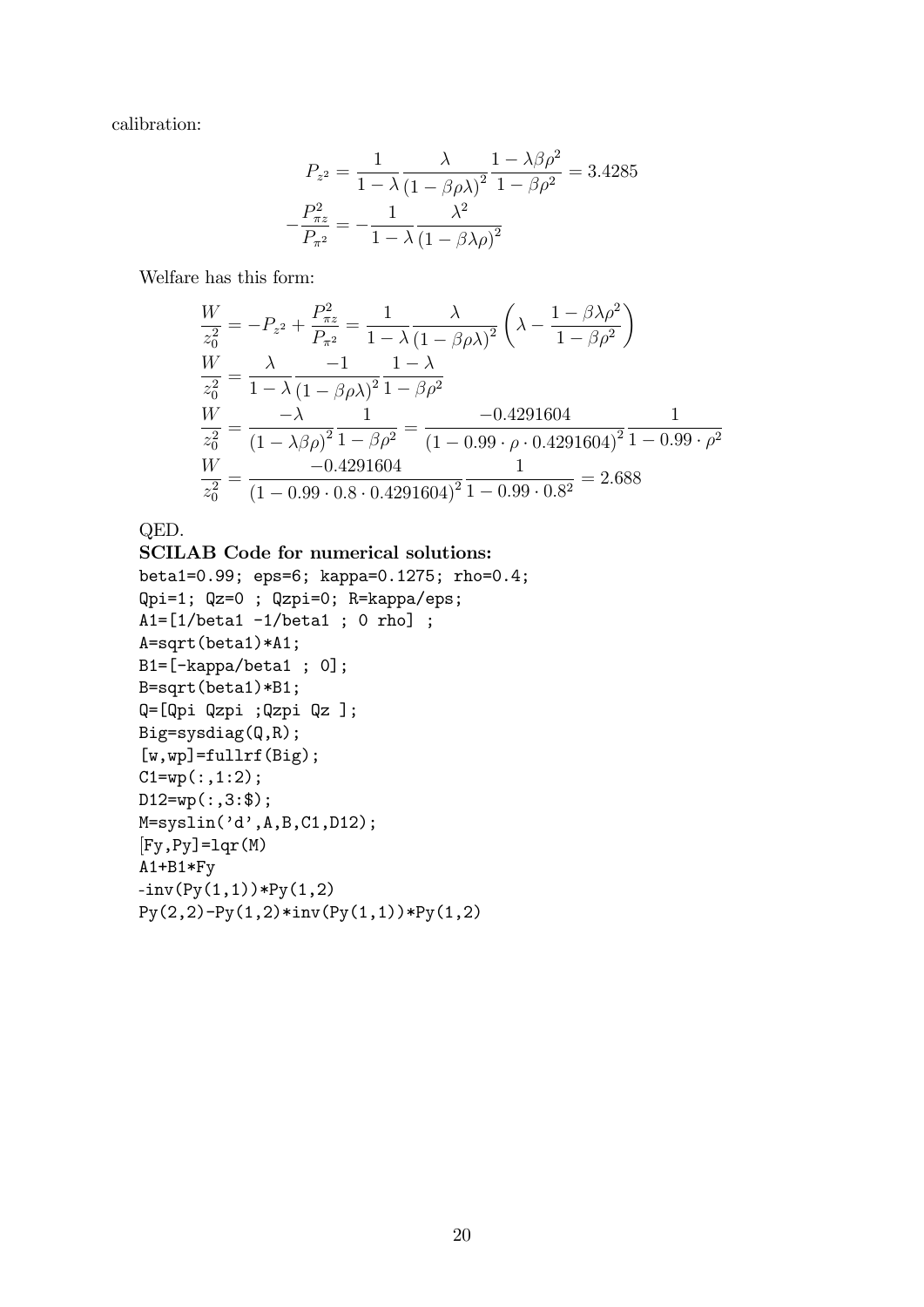calibration:

$$P_{z^2} = \frac{1}{1-\lambda} \frac{\lambda}{(1-\beta\rho\lambda)^2} \frac{1-\lambda\beta\rho^2}{1-\beta\rho^2} = 3.4285$$

$$-\frac{P_{\pi z}^2}{P_{\pi^2}} = -\frac{1}{1-\lambda} \frac{\lambda^2}{(1-\beta\lambda\rho)^2}$$

Welfare has this form:

$$\frac{W}{z_0^2} = -P_{z^2} + \frac{P_{\pi z}^2}{P_{\pi^2}} = \frac{1}{1-\lambda} \frac{\lambda}{(1-\beta\rho\lambda)^2} \left( \lambda - \frac{1-\beta\lambda\rho^2}{1-\beta\rho^2} \right)$$

$$\frac{W}{z_0^2} = \frac{\lambda}{1-\lambda} \frac{-1}{(1-\beta\rho\lambda)^2} \frac{1-\lambda}{1-\beta\rho^2}$$

$$\frac{W}{z_0^2} = \frac{-\lambda}{(1-\lambda\beta\rho)^2} \frac{1}{1-\beta\rho^2} = \frac{-0.4291604}{(1-0.99 \cdot \rho \cdot 0.4291604)^2} \frac{1}{1-0.99 \cdot \rho^2}$$

$$\frac{W}{z_0^2} = \frac{-0.4291604}{(1-0.99 \cdot 0.8 \cdot 0.4291604)^2} \frac{1}{1-0.99 \cdot 0.8^2} = 2.688$$

QED.

**SCILAB Code for numerical solutions:**

```
beta1=0.99; eps=6; kappa=0.1275; rho=0.4;
Qpi=1; Qz=0 ; Qzpi=0; R=kappa/eps;
A1=[1/beta1 -1/beta1 ; 0 rho] ;
A=sqrt(beta1)*A1;
B1=[-kappa/beta1 ; 0];
B=sqrt(beta1)*B1;
Q=[Qpi Qzpi ;Qzpi Qz ];
Big=sysdiag(Q,R);
[w,wp]=fullrf(Big);
C1=wp(:,1:2);
D12=wp(:,3:$);
M=syslin('d',A,B,C1,D12);
[Fy,Py]=lqr(M)
A1+B1*Fy
-inv(Py(1,1))*Py(1,2)
Py(2,2)-Py(1,2)*inv(Py(1,1))*Py(1,2)
```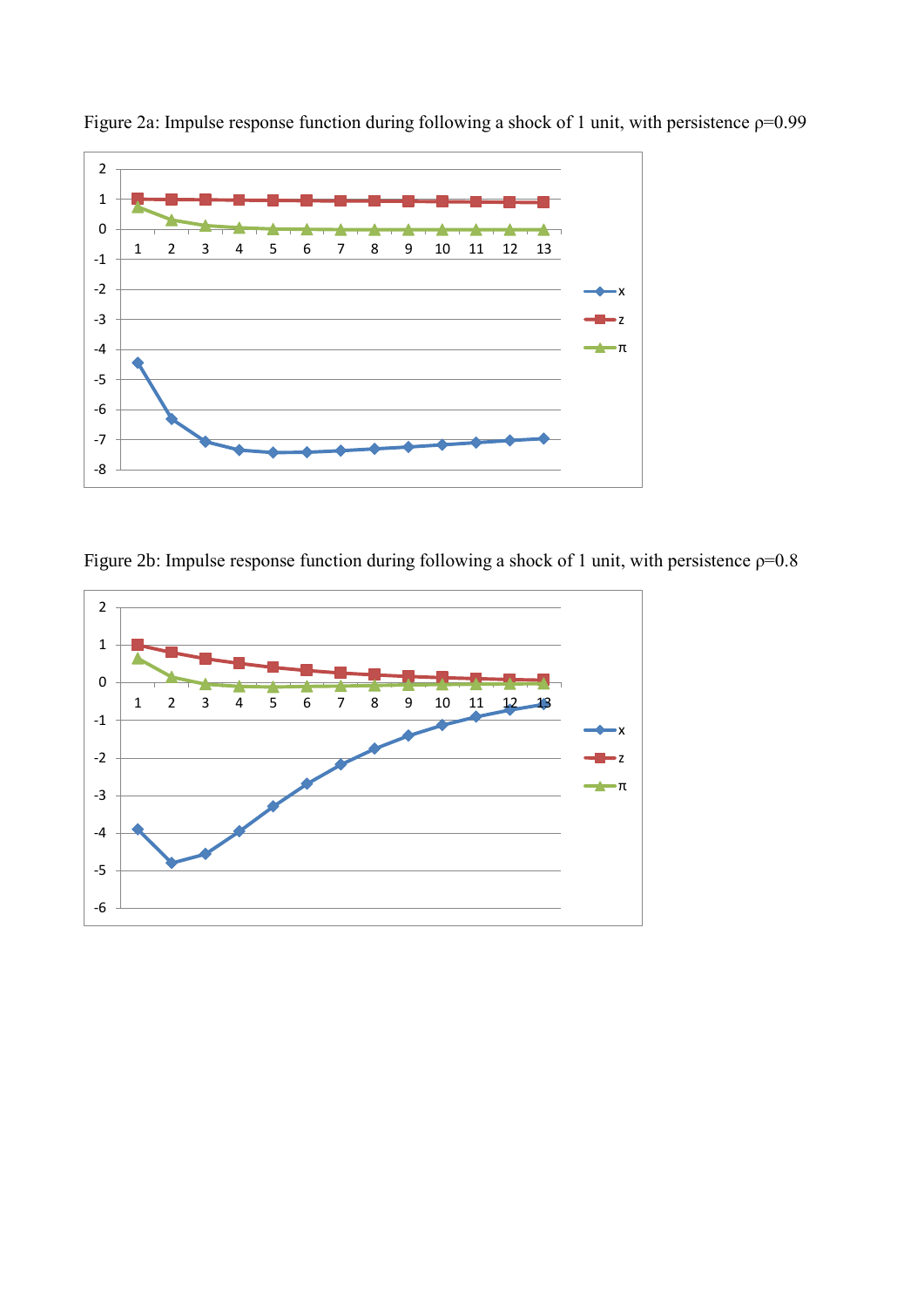Figure 2a: Impulse response function during following a shock of 1 unit, with persistence ρ=0.99

2
1
0
-1
-2
-3
-4
-5
-6
-7
-8

1 2 3 4 5 6 7 8 9 10 11 12 13

x
z
π

Figure 2b: Impulse response function during following a shock of 1 unit, with persistence ρ=0.8

2
1
0
-1
-2
-3
-4
-5
-6

1 2 3 4 5 6 7 8 9 10 11 12 13

x
z
π